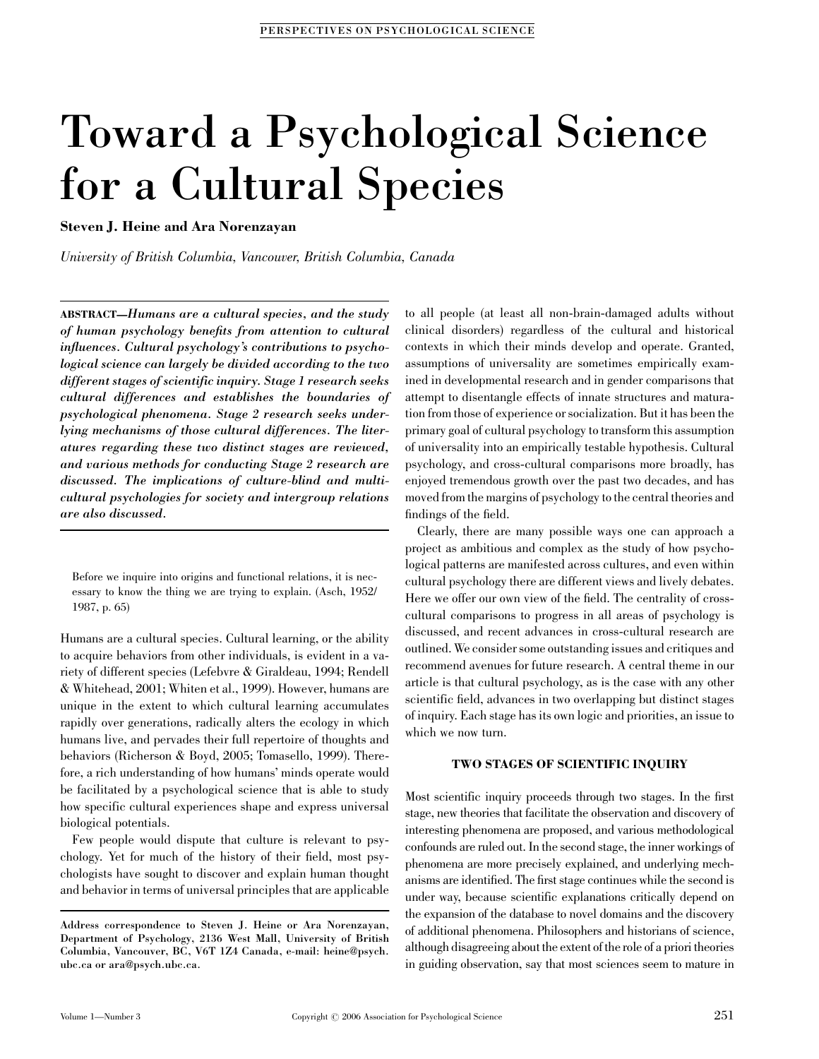# Toward a Psychological Science for a Cultural Species

**Steven J. Heine and Ara Norenzayan**

*University of British Columbia, Vancouver, British Columbia, Canada*

**ABSTRACT—*Humans are a cultural species, and the study of human psychology benefits from attention to cultural influences. Cultural psychology's contributions to psychological science can largely be divided according to the two different stages of scientific inquiry. Stage 1 research seeks cultural differences and establishes the boundaries of psychological phenomena. Stage 2 research seeks underlying mechanisms of those cultural differences. The literatures regarding these two distinct stages are reviewed, and various methods for conducting Stage 2 research are discussed. The implications of culture-blind and multicultural psychologies for society and intergroup relations are also discussed.***

> Before we inquire into origins and functional relations, it is necessary to know the thing we are trying to explain. (Asch, 1952/1987, p. 65)

Humans are a cultural species. Cultural learning, or the ability to acquire behaviors from other individuals, is evident in a variety of different species (Lefebvre & Giraldeau, 1994; Rendell & Whitehead, 2001; Whiten et al., 1999). However, humans are unique in the extent to which cultural learning accumulates rapidly over generations, radically alters the ecology in which humans live, and pervades their full repertoire of thoughts and behaviors (Richerson & Boyd, 2005; Tomasello, 1999). Therefore, a rich understanding of how humans' minds operate would be facilitated by a psychological science that is able to study how specific cultural experiences shape and express universal biological potentials.

Few people would dispute that culture is relevant to psychology. Yet for much of the history of their field, most psychologists have sought to discover and explain human thought and behavior in terms of universal principles that are applicable to all people (at least all non-brain-damaged adults without clinical disorders) regardless of the cultural and historical contexts in which their minds develop and operate. Granted, assumptions of universality are sometimes empirically examined in developmental research and in gender comparisons that attempt to disentangle effects of innate structures and maturation from those of experience or socialization. But it has been the primary goal of cultural psychology to transform this assumption of universality into an empirically testable hypothesis. Cultural psychology, and cross-cultural comparisons more broadly, has enjoyed tremendous growth over the past two decades, and has moved from the margins of psychology to the central theories and findings of the field.

Clearly, there are many possible ways one can approach a project as ambitious and complex as the study of how psychological patterns are manifested across cultures, and even within cultural psychology there are different views and lively debates. Here we offer our own view of the field. The centrality of cross-cultural comparisons to progress in all areas of psychology is discussed, and recent advances in cross-cultural research are outlined. We consider some outstanding issues and critiques and recommend avenues for future research. A central theme in our article is that cultural psychology, as is the case with any other scientific field, advances in two overlapping but distinct stages of inquiry. Each stage has its own logic and priorities, an issue to which we now turn.

## TWO STAGES OF SCIENTIFIC INQUIRY

Most scientific inquiry proceeds through two stages. In the first stage, new theories that facilitate the observation and discovery of interesting phenomena are proposed, and various methodological confounds are ruled out. In the second stage, the inner workings of phenomena are more precisely explained, and underlying mechanisms are identified. The first stage continues while the second is under way, because scientific explanations critically depend on the expansion of the database to novel domains and the discovery of additional phenomena. Philosophers and historians of science, although disagreeing about the extent of the role of a priori theories in guiding observation, say that most sciences seem to mature in

---

**Address correspondence to Steven J. Heine or Ara Norenzayan, Department of Psychology, 2136 West Mall, University of British Columbia, Vancouver, BC, V6T 1Z4 Canada, e-mail: heine@psych.ubc.ca or ara@psych.ubc.ca.**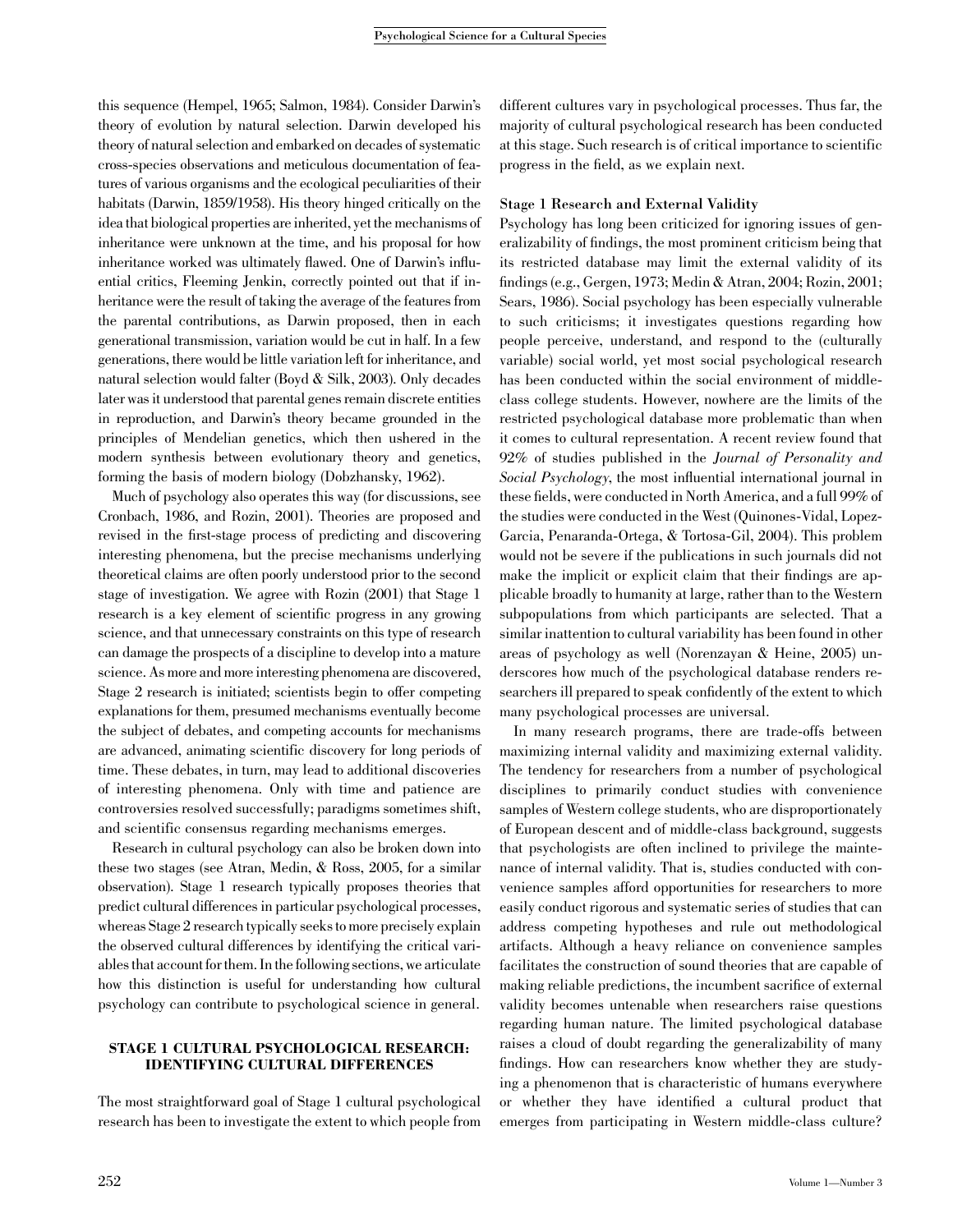this sequence (Hempel, 1965; Salmon, 1984). Consider Darwin's theory of evolution by natural selection. Darwin developed his theory of natural selection and embarked on decades of systematic cross-species observations and meticulous documentation of features of various organisms and the ecological peculiarities of their habitats (Darwin, 1859/1958). His theory hinged critically on the idea that biological properties are inherited, yet the mechanisms of inheritance were unknown at the time, and his proposal for how inheritance worked was ultimately flawed. One of Darwin's influential critics, Fleeming Jenkin, correctly pointed out that if inheritance were the result of taking the average of the features from the parental contributions, as Darwin proposed, then in each generational transmission, variation would be cut in half. In a few generations, there would be little variation left for inheritance, and natural selection would falter (Boyd & Silk, 2003). Only decades later was it understood that parental genes remain discrete entities in reproduction, and Darwin's theory became grounded in the principles of Mendelian genetics, which then ushered in the modern synthesis between evolutionary theory and genetics, forming the basis of modern biology (Dobzhansky, 1962).

Much of psychology also operates this way (for discussions, see Cronbach, 1986, and Rozin, 2001). Theories are proposed and revised in the first-stage process of predicting and discovering interesting phenomena, but the precise mechanisms underlying theoretical claims are often poorly understood prior to the second stage of investigation. We agree with Rozin (2001) that Stage 1 research is a key element of scientific progress in any growing science, and that unnecessary constraints on this type of research can damage the prospects of a discipline to develop into a mature science. As more and more interesting phenomena are discovered, Stage 2 research is initiated; scientists begin to offer competing explanations for them, presumed mechanisms eventually become the subject of debates, and competing accounts for mechanisms are advanced, animating scientific discovery for long periods of time. These debates, in turn, may lead to additional discoveries of interesting phenomena. Only with time and patience are controversies resolved successfully; paradigms sometimes shift, and scientific consensus regarding mechanisms emerges.

Research in cultural psychology can also be broken down into these two stages (see Atran, Medin, & Ross, 2005, for a similar observation). Stage 1 research typically proposes theories that predict cultural differences in particular psychological processes, whereas Stage 2 research typically seeks to more precisely explain the observed cultural differences by identifying the critical variables that account for them. In the following sections, we articulate how this distinction is useful for understanding how cultural psychology can contribute to psychological science in general.

## STAGE 1 CULTURAL PSYCHOLOGICAL RESEARCH: IDENTIFYING CULTURAL DIFFERENCES

The most straightforward goal of Stage 1 cultural psychological research has been to investigate the extent to which people from different cultures vary in psychological processes. Thus far, the majority of cultural psychological research has been conducted at this stage. Such research is of critical importance to scientific progress in the field, as we explain next.

### Stage 1 Research and External Validity

Psychology has long been criticized for ignoring issues of generalizability of findings, the most prominent criticism being that its restricted database may limit the external validity of its findings (e.g., Gergen, 1973; Medin & Atran, 2004; Rozin, 2001; Sears, 1986). Social psychology has been especially vulnerable to such criticisms; it investigates questions regarding how people perceive, understand, and respond to the (culturally variable) social world, yet most social psychological research has been conducted within the social environment of middle-class college students. However, nowhere are the limits of the restricted psychological database more problematic than when it comes to cultural representation. A recent review found that 92% of studies published in the *Journal of Personality and Social Psychology*, the most influential international journal in these fields, were conducted in North America, and a full 99% of the studies were conducted in the West (Quinones-Vidal, Lopez-Garcia, Penaranda-Ortega, & Tortosa-Gil, 2004). This problem would not be severe if the publications in such journals did not make the implicit or explicit claim that their findings are applicable broadly to humanity at large, rather than to the Western subpopulations from which participants are selected. That a similar inattention to cultural variability has been found in other areas of psychology as well (Norenzayan & Heine, 2005) underscores how much of the psychological database renders researchers ill prepared to speak confidently of the extent to which many psychological processes are universal.

In many research programs, there are trade-offs between maximizing internal validity and maximizing external validity. The tendency for researchers from a number of psychological disciplines to primarily conduct studies with convenience samples of Western college students, who are disproportionately of European descent and of middle-class background, suggests that psychologists are often inclined to privilege the maintenance of internal validity. That is, studies conducted with convenience samples afford opportunities for researchers to more easily conduct rigorous and systematic series of studies that can address competing hypotheses and rule out methodological artifacts. Although a heavy reliance on convenience samples facilitates the construction of sound theories that are capable of making reliable predictions, the incumbent sacrifice of external validity becomes untenable when researchers raise questions regarding human nature. The limited psychological database raises a cloud of doubt regarding the generalizability of many findings. How can researchers know whether they are studying a phenomenon that is characteristic of humans everywhere or whether they have identified a cultural product that emerges from participating in Western middle-class culture?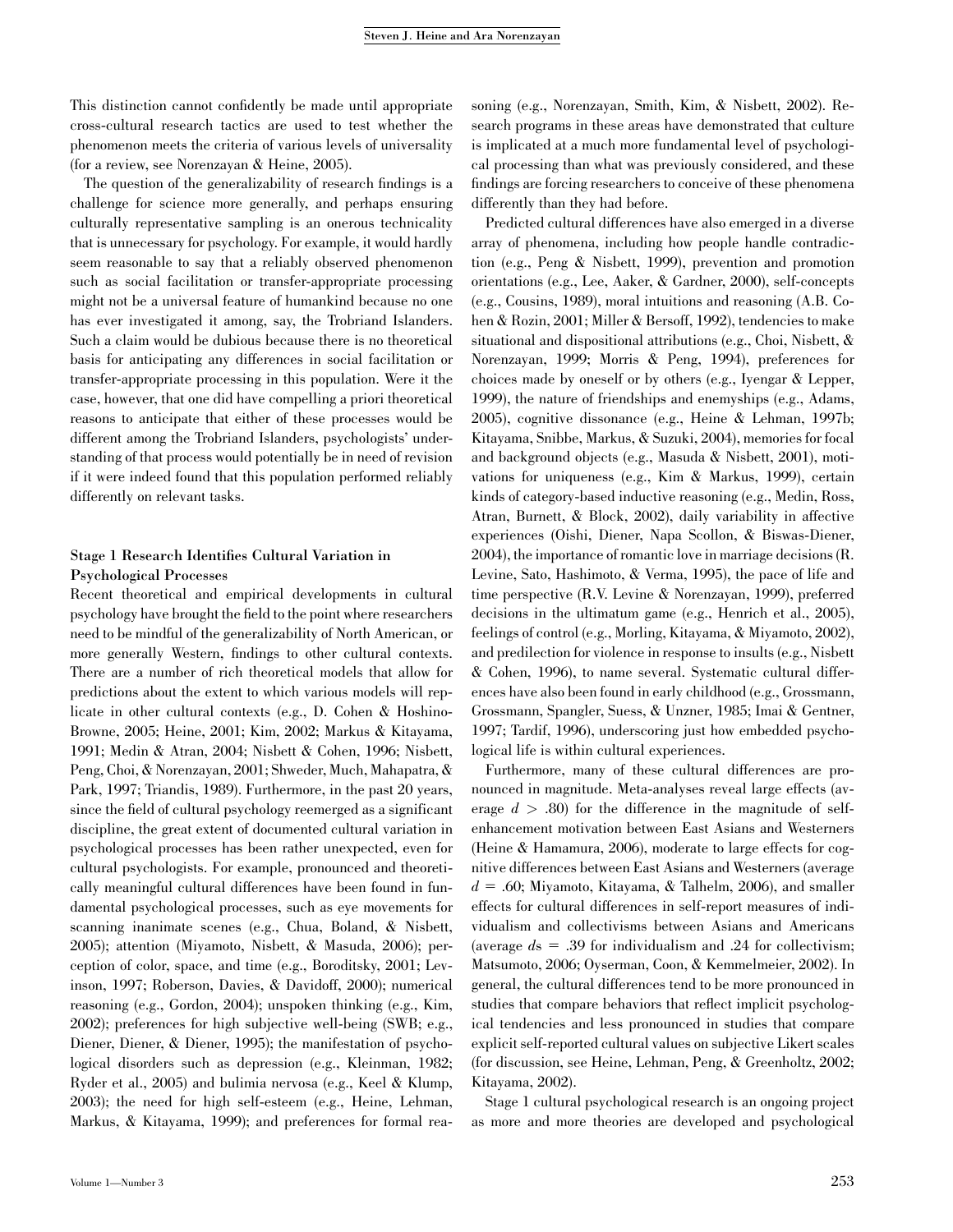This distinction cannot confidently be made until appropriate cross-cultural research tactics are used to test whether the phenomenon meets the criteria of various levels of universality (for a review, see Norenzayan & Heine, 2005).

The question of the generalizability of research findings is a challenge for science more generally, and perhaps ensuring culturally representative sampling is an onerous technicality that is unnecessary for psychology. For example, it would hardly seem reasonable to say that a reliably observed phenomenon such as social facilitation or transfer-appropriate processing might not be a universal feature of humankind because no one has ever investigated it among, say, the Trobriand Islanders. Such a claim would be dubious because there is no theoretical basis for anticipating any differences in social facilitation or transfer-appropriate processing in this population. Were it the case, however, that one did have compelling a priori theoretical reasons to anticipate that either of these processes would be different among the Trobriand Islanders, psychologists' understanding of that process would potentially be in need of revision if it were indeed found that this population performed reliably differently on relevant tasks.

### Stage 1 Research Identifies Cultural Variation in Psychological Processes

Recent theoretical and empirical developments in cultural psychology have brought the field to the point where researchers need to be mindful of the generalizability of North American, or more generally Western, findings to other cultural contexts. There are a number of rich theoretical models that allow for predictions about the extent to which various models will replicate in other cultural contexts (e.g., D. Cohen & Hoshino-Browne, 2005; Heine, 2001; Kim, 2002; Markus & Kitayama, 1991; Medin & Atran, 2004; Nisbett & Cohen, 1996; Nisbett, Peng, Choi, & Norenzayan, 2001; Shweder, Much, Mahapatra, & Park, 1997; Triandis, 1989). Furthermore, in the past 20 years, since the field of cultural psychology reemerged as a significant discipline, the great extent of documented cultural variation in psychological processes has been rather unexpected, even for cultural psychologists. For example, pronounced and theoretically meaningful cultural differences have been found in fundamental psychological processes, such as eye movements for scanning inanimate scenes (e.g., Chua, Boland, & Nisbett, 2005); attention (Miyamoto, Nisbett, & Masuda, 2006); perception of color, space, and time (e.g., Boroditsky, 2001; Levinson, 1997; Roberson, Davies, & Davidoff, 2000); numerical reasoning (e.g., Gordon, 2004); unspoken thinking (e.g., Kim, 2002); preferences for high subjective well-being (SWB; e.g., Diener, Diener, & Diener, 1995); the manifestation of psychological disorders such as depression (e.g., Kleinman, 1982; Ryder et al., 2005) and bulimia nervosa (e.g., Keel & Klump, 2003); the need for high self-esteem (e.g., Heine, Lehman, Markus, & Kitayama, 1999); and preferences for formal reasoning (e.g., Norenzayan, Smith, Kim, & Nisbett, 2002). Research programs in these areas have demonstrated that culture is implicated at a much more fundamental level of psychological processing than what was previously considered, and these findings are forcing researchers to conceive of these phenomena differently than they had before.

Predicted cultural differences have also emerged in a diverse array of phenomena, including how people handle contradiction (e.g., Peng & Nisbett, 1999), prevention and promotion orientations (e.g., Lee, Aaker, & Gardner, 2000), self-concepts (e.g., Cousins, 1989), moral intuitions and reasoning (A.B. Cohen & Rozin, 2001; Miller & Bersoff, 1992), tendencies to make situational and dispositional attributions (e.g., Choi, Nisbett, & Norenzayan, 1999; Morris & Peng, 1994), preferences for choices made by oneself or by others (e.g., Iyengar & Lepper, 1999), the nature of friendships and enemyships (e.g., Adams, 2005), cognitive dissonance (e.g., Heine & Lehman, 1997b; Kitayama, Snibbe, Markus, & Suzuki, 2004), memories for focal and background objects (e.g., Masuda & Nisbett, 2001), motivations for uniqueness (e.g., Kim & Markus, 1999), certain kinds of category-based inductive reasoning (e.g., Medin, Ross, Atran, Burnett, & Block, 2002), daily variability in affective experiences (Oishi, Diener, Napa Scollon, & Biswas-Diener, 2004), the importance of romantic love in marriage decisions (R. Levine, Sato, Hashimoto, & Verma, 1995), the pace of life and time perspective (R.V. Levine & Norenzayan, 1999), preferred decisions in the ultimatum game (e.g., Henrich et al., 2005), feelings of control (e.g., Morling, Kitayama, & Miyamoto, 2002), and predilection for violence in response to insults (e.g., Nisbett & Cohen, 1996), to name several. Systematic cultural differences have also been found in early childhood (e.g., Grossmann, Grossmann, Spangler, Suess, & Unzner, 1985; Imai & Gentner, 1997; Tardif, 1996), underscoring just how embedded psychological life is within cultural experiences.

Furthermore, many of these cultural differences are pronounced in magnitude. Meta-analyses reveal large effects (average $d > .80$) for the difference in the magnitude of self-enhancement motivation between East Asians and Westerners (Heine & Hamamura, 2006), moderate to large effects for cognitive differences between East Asians and Westerners (average $d = .60$; Miyamoto, Kitayama, & Talhelm, 2006), and smaller effects for cultural differences in self-report measures of individualism and collectivisms between Asians and Americans (average $d$s $= .39$ for individualism and .24 for collectivism; Matsumoto, 2006; Oyserman, Coon, & Kemmelmeier, 2002). In general, the cultural differences tend to be more pronounced in studies that compare behaviors that reflect implicit psychological tendencies and less pronounced in studies that compare explicit self-reported cultural values on subjective Likert scales (for discussion, see Heine, Lehman, Peng, & Greenholtz, 2002; Kitayama, 2002).

Stage 1 cultural psychological research is an ongoing project as more and more theories are developed and psychological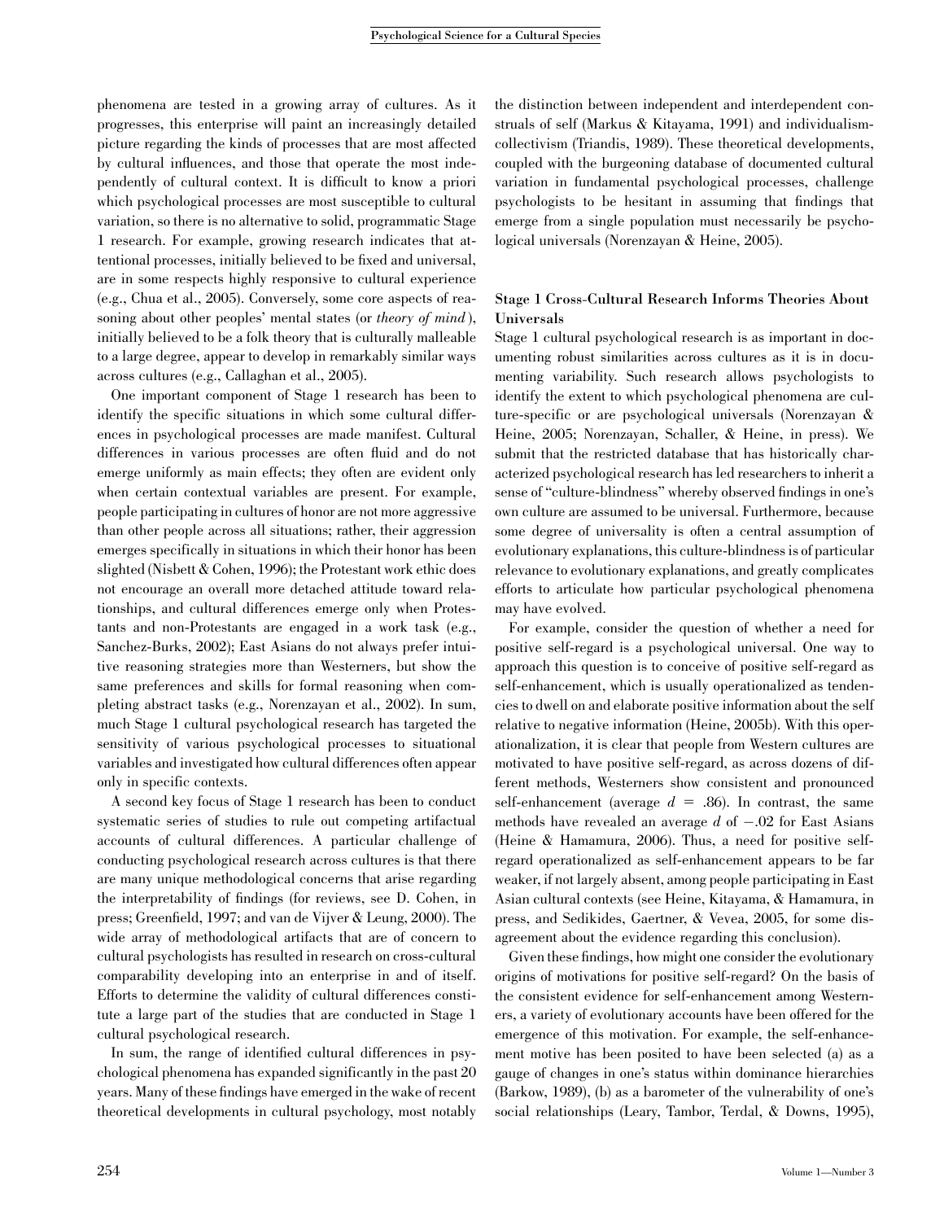phenomena are tested in a growing array of cultures. As it progresses, this enterprise will paint an increasingly detailed picture regarding the kinds of processes that are most affected by cultural influences, and those that operate the most independently of cultural context. It is difficult to know a priori which psychological processes are most susceptible to cultural variation, so there is no alternative to solid, programmatic Stage 1 research. For example, growing research indicates that attentional processes, initially believed to be fixed and universal, are in some respects highly responsive to cultural experience (e.g., Chua et al., 2005). Conversely, some core aspects of reasoning about other peoples' mental states (or *theory of mind*), initially believed to be a folk theory that is culturally malleable to a large degree, appear to develop in remarkably similar ways across cultures (e.g., Callaghan et al., 2005).

One important component of Stage 1 research has been to identify the specific situations in which some cultural differences in psychological processes are made manifest. Cultural differences in various processes are often fluid and do not emerge uniformly as main effects; they often are evident only when certain contextual variables are present. For example, people participating in cultures of honor are not more aggressive than other people across all situations; rather, their aggression emerges specifically in situations in which their honor has been slighted (Nisbett & Cohen, 1996); the Protestant work ethic does not encourage an overall more detached attitude toward relationships, and cultural differences emerge only when Protestants and non-Protestants are engaged in a work task (e.g., Sanchez-Burks, 2002); East Asians do not always prefer intuitive reasoning strategies more than Westerners, but show the same preferences and skills for formal reasoning when completing abstract tasks (e.g., Norenzayan et al., 2002). In sum, much Stage 1 cultural psychological research has targeted the sensitivity of various psychological processes to situational variables and investigated how cultural differences often appear only in specific contexts.

A second key focus of Stage 1 research has been to conduct systematic series of studies to rule out competing artifactual accounts of cultural differences. A particular challenge of conducting psychological research across cultures is that there are many unique methodological concerns that arise regarding the interpretability of findings (for reviews, see D. Cohen, in press; Greenfield, 1997; and van de Vijver & Leung, 2000). The wide array of methodological artifacts that are of concern to cultural psychologists has resulted in research on cross-cultural comparability developing into an enterprise in and of itself. Efforts to determine the validity of cultural differences constitute a large part of the studies that are conducted in Stage 1 cultural psychological research.

In sum, the range of identified cultural differences in psychological phenomena has expanded significantly in the past 20 years. Many of these findings have emerged in the wake of recent theoretical developments in cultural psychology, most notably the distinction between independent and interdependent construals of self (Markus & Kitayama, 1991) and individualism-collectivism (Triandis, 1989). These theoretical developments, coupled with the burgeoning database of documented cultural variation in fundamental psychological processes, challenge psychologists to be hesitant in assuming that findings that emerge from a single population must necessarily be psychological universals (Norenzayan & Heine, 2005).

### Stage 1 Cross-Cultural Research Informs Theories About Universals

Stage 1 cultural psychological research is as important in documenting robust similarities across cultures as it is in documenting variability. Such research allows psychologists to identify the extent to which psychological phenomena are culture-specific or are psychological universals (Norenzayan & Heine, 2005; Norenzayan, Schaller, & Heine, in press). We submit that the restricted database that has historically characterized psychological research has led researchers to inherit a sense of "culture-blindness" whereby observed findings in one's own culture are assumed to be universal. Furthermore, because some degree of universality is often a central assumption of evolutionary explanations, this culture-blindness is of particular relevance to evolutionary explanations, and greatly complicates efforts to articulate how particular psychological phenomena may have evolved.

For example, consider the question of whether a need for positive self-regard is a psychological universal. One way to approach this question is to conceive of positive self-regard as self-enhancement, which is usually operationalized as tendencies to dwell on and elaborate positive information about the self relative to negative information (Heine, 2005b). With this operationalization, it is clear that people from Western cultures are motivated to have positive self-regard, as across dozens of different methods, Westerners show consistent and pronounced self-enhancement (average $d = .86$). In contrast, the same methods have revealed an average $d$ of $-.02$ for East Asians (Heine & Hamamura, 2006). Thus, a need for positive self-regard operationalized as self-enhancement appears to be far weaker, if not largely absent, among people participating in East Asian cultural contexts (see Heine, Kitayama, & Hamamura, in press, and Sedikides, Gaertner, & Vevea, 2005, for some disagreement about the evidence regarding this conclusion).

Given these findings, how might one consider the evolutionary origins of motivations for positive self-regard? On the basis of the consistent evidence for self-enhancement among Westerners, a variety of evolutionary accounts have been offered for the emergence of this motivation. For example, the self-enhancement motive has been posited to have been selected (a) as a gauge of changes in one's status within dominance hierarchies (Barkow, 1989), (b) as a barometer of the vulnerability of one's social relationships (Leary, Tambor, Terdal, & Downs, 1995),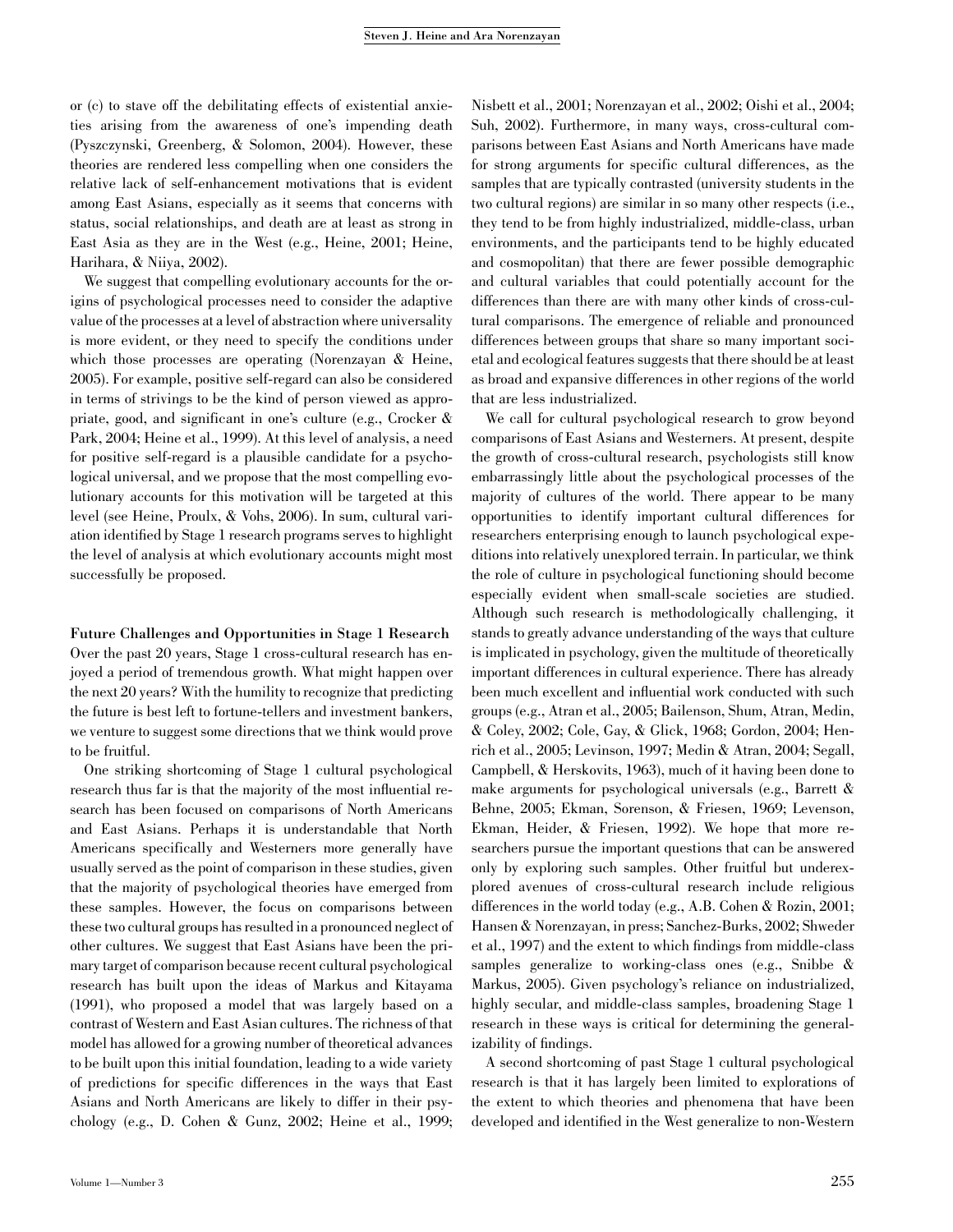or (c) to stave off the debilitating effects of existential anxieties arising from the awareness of one's impending death (Pyszczynski, Greenberg, & Solomon, 2004). However, these theories are rendered less compelling when one considers the relative lack of self-enhancement motivations that is evident among East Asians, especially as it seems that concerns with status, social relationships, and death are at least as strong in East Asia as they are in the West (e.g., Heine, 2001; Heine, Harihara, & Niiya, 2002).

We suggest that compelling evolutionary accounts for the origins of psychological processes need to consider the adaptive value of the processes at a level of abstraction where universality is more evident, or they need to specify the conditions under which those processes are operating (Norenzayan & Heine, 2005). For example, positive self-regard can also be considered in terms of strivings to be the kind of person viewed as appropriate, good, and significant in one's culture (e.g., Crocker & Park, 2004; Heine et al., 1999). At this level of analysis, a need for positive self-regard is a plausible candidate for a psychological universal, and we propose that the most compelling evolutionary accounts for this motivation will be targeted at this level (see Heine, Proulx, & Vohs, 2006). In sum, cultural variation identified by Stage 1 research programs serves to highlight the level of analysis at which evolutionary accounts might most successfully be proposed.

### Future Challenges and Opportunities in Stage 1 Research

Over the past 20 years, Stage 1 cross-cultural research has enjoyed a period of tremendous growth. What might happen over the next 20 years? With the humility to recognize that predicting the future is best left to fortune-tellers and investment bankers, we venture to suggest some directions that we think would prove to be fruitful.

One striking shortcoming of Stage 1 cultural psychological research thus far is that the majority of the most influential research has been focused on comparisons of North Americans and East Asians. Perhaps it is understandable that North Americans specifically and Westerners more generally have usually served as the point of comparison in these studies, given that the majority of psychological theories have emerged from these samples. However, the focus on comparisons between these two cultural groups has resulted in a pronounced neglect of other cultures. We suggest that East Asians have been the primary target of comparison because recent cultural psychological research has built upon the ideas of Markus and Kitayama (1991), who proposed a model that was largely based on a contrast of Western and East Asian cultures. The richness of that model has allowed for a growing number of theoretical advances to be built upon this initial foundation, leading to a wide variety of predictions for specific differences in the ways that East Asians and North Americans are likely to differ in their psychology (e.g., D. Cohen & Gunz, 2002; Heine et al., 1999; Nisbett et al., 2001; Norenzayan et al., 2002; Oishi et al., 2004; Suh, 2002). Furthermore, in many ways, cross-cultural comparisons between East Asians and North Americans have made for strong arguments for specific cultural differences, as the samples that are typically contrasted (university students in the two cultural regions) are similar in so many other respects (i.e., they tend to be from highly industrialized, middle-class, urban environments, and the participants tend to be highly educated and cosmopolitan) that there are fewer possible demographic and cultural variables that could potentially account for the differences than there are with many other kinds of cross-cultural comparisons. The emergence of reliable and pronounced differences between groups that share so many important societal and ecological features suggests that there should be at least as broad and expansive differences in other regions of the world that are less industrialized.

We call for cultural psychological research to grow beyond comparisons of East Asians and Westerners. At present, despite the growth of cross-cultural research, psychologists still know embarrassingly little about the psychological processes of the majority of cultures of the world. There appear to be many opportunities to identify important cultural differences for researchers enterprising enough to launch psychological expeditions into relatively unexplored terrain. In particular, we think the role of culture in psychological functioning should become especially evident when small-scale societies are studied. Although such research is methodologically challenging, it stands to greatly advance understanding of the ways that culture is implicated in psychology, given the multitude of theoretically important differences in cultural experience. There has already been much excellent and influential work conducted with such groups (e.g., Atran et al., 2005; Bailenson, Shum, Atran, Medin, & Coley, 2002; Cole, Gay, & Glick, 1968; Gordon, 2004; Henrich et al., 2005; Levinson, 1997; Medin & Atran, 2004; Segall, Campbell, & Herskovits, 1963), much of it having been done to make arguments for psychological universals (e.g., Barrett & Behne, 2005; Ekman, Sorenson, & Friesen, 1969; Levenson, Ekman, Heider, & Friesen, 1992). We hope that more researchers pursue the important questions that can be answered only by exploring such samples. Other fruitful but underexplored avenues of cross-cultural research include religious differences in the world today (e.g., A.B. Cohen & Rozin, 2001; Hansen & Norenzayan, in press; Sanchez-Burks, 2002; Shweder et al., 1997) and the extent to which findings from middle-class samples generalize to working-class ones (e.g., Snibbe & Markus, 2005). Given psychology's reliance on industrialized, highly secular, and middle-class samples, broadening Stage 1 research in these ways is critical for determining the generalizability of findings.

A second shortcoming of past Stage 1 cultural psychological research is that it has largely been limited to explorations of the extent to which theories and phenomena that have been developed and identified in the West generalize to non-Western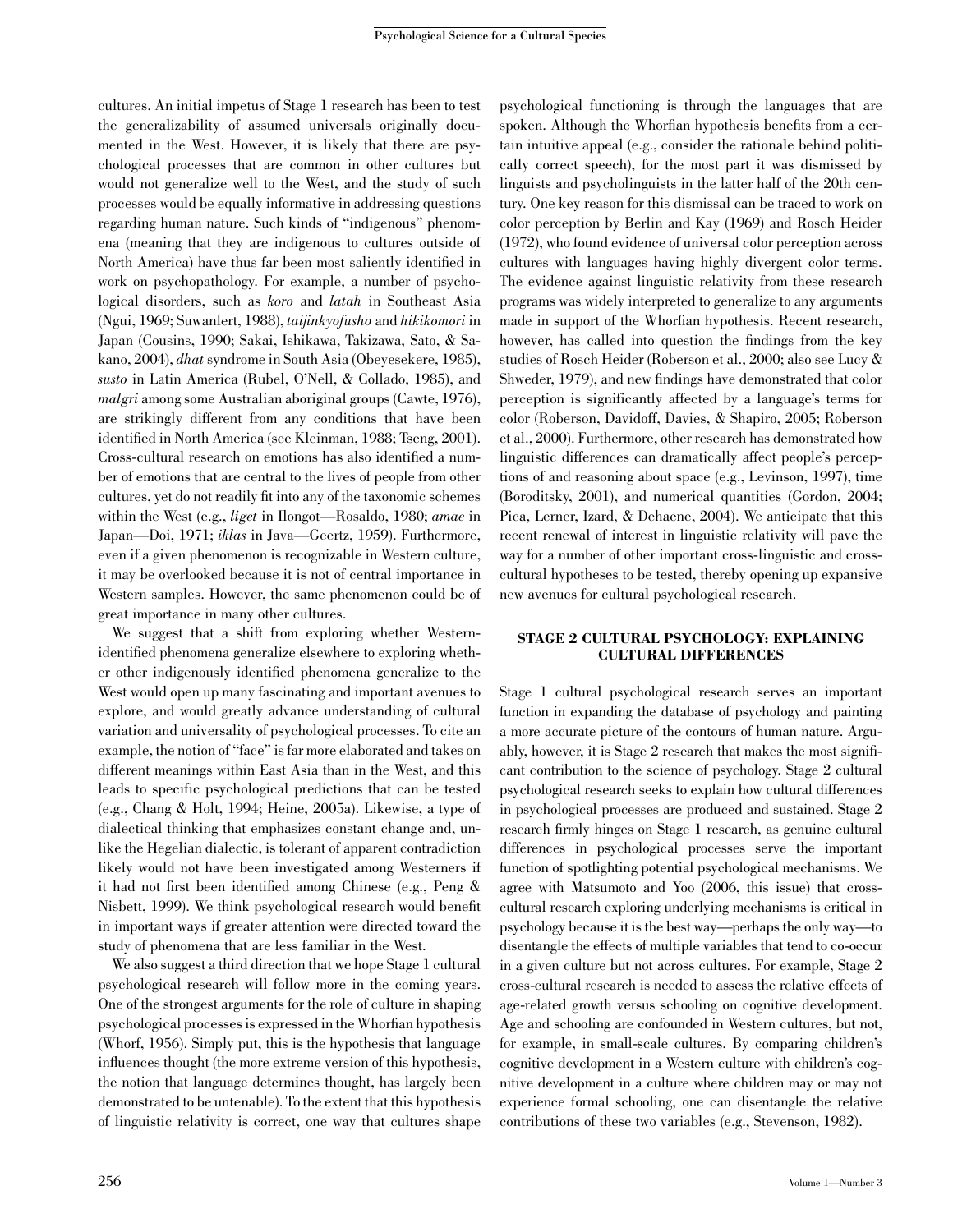cultures. An initial impetus of Stage 1 research has been to test the generalizability of assumed universals originally documented in the West. However, it is likely that there are psychological processes that are common in other cultures but would not generalize well to the West, and the study of such processes would be equally informative in addressing questions regarding human nature. Such kinds of "indigenous" phenomena (meaning that they are indigenous to cultures outside of North America) have thus far been most saliently identified in work on psychopathology. For example, a number of psychological disorders, such as *koro* and *latah* in Southeast Asia (Ngui, 1969; Suwanlert, 1988), *taijinkyofusho* and *hikikomori* in Japan (Cousins, 1990; Sakai, Ishikawa, Takizawa, Sato, & Sakano, 2004), *dhat* syndrome in South Asia (Obeyesekere, 1985), *susto* in Latin America (Rubel, O'Nell, & Collado, 1985), and *malgri* among some Australian aboriginal groups (Cawte, 1976), are strikingly different from any conditions that have been identified in North America (see Kleinman, 1988; Tseng, 2001). Cross-cultural research on emotions has also identified a number of emotions that are central to the lives of people from other cultures, yet do not readily fit into any of the taxonomic schemes within the West (e.g., *liget* in Ilongot—Rosaldo, 1980; *amae* in Japan—Doi, 1971; *iklas* in Java—Geertz, 1959). Furthermore, even if a given phenomenon is recognizable in Western culture, it may be overlooked because it is not of central importance in Western samples. However, the same phenomenon could be of great importance in many other cultures.

We suggest that a shift from exploring whether Western-identified phenomena generalize elsewhere to exploring whether other indigenously identified phenomena generalize to the West would open up many fascinating and important avenues to explore, and would greatly advance understanding of cultural variation and universality of psychological processes. To cite an example, the notion of "face" is far more elaborated and takes on different meanings within East Asia than in the West, and this leads to specific psychological predictions that can be tested (e.g., Chang & Holt, 1994; Heine, 2005a). Likewise, a type of dialectical thinking that emphasizes constant change and, unlike the Hegelian dialectic, is tolerant of apparent contradiction likely would not have been investigated among Westerners if it had not first been identified among Chinese (e.g., Peng & Nisbett, 1999). We think psychological research would benefit in important ways if greater attention were directed toward the study of phenomena that are less familiar in the West.

We also suggest a third direction that we hope Stage 1 cultural psychological research will follow more in the coming years. One of the strongest arguments for the role of culture in shaping psychological processes is expressed in the Whorfian hypothesis (Whorf, 1956). Simply put, this is the hypothesis that language influences thought (the more extreme version of this hypothesis, the notion that language determines thought, has largely been demonstrated to be untenable). To the extent that this hypothesis of linguistic relativity is correct, one way that cultures shape psychological functioning is through the languages that are spoken. Although the Whorfian hypothesis benefits from a certain intuitive appeal (e.g., consider the rationale behind politically correct speech), for the most part it was dismissed by linguists and psycholinguists in the latter half of the 20th century. One key reason for this dismissal can be traced to work on color perception by Berlin and Kay (1969) and Rosch Heider (1972), who found evidence of universal color perception across cultures with languages having highly divergent color terms. The evidence against linguistic relativity from these research programs was widely interpreted to generalize to any arguments made in support of the Whorfian hypothesis. Recent research, however, has called into question the findings from the key studies of Rosch Heider (Roberson et al., 2000; also see Lucy & Shweder, 1979), and new findings have demonstrated that color perception is significantly affected by a language's terms for color (Roberson, Davidoff, Davies, & Shapiro, 2005; Roberson et al., 2000). Furthermore, other research has demonstrated how linguistic differences can dramatically affect people's perceptions of and reasoning about space (e.g., Levinson, 1997), time (Boroditsky, 2001), and numerical quantities (Gordon, 2004; Pica, Lerner, Izard, & Dehaene, 2004). We anticipate that this recent renewal of interest in linguistic relativity will pave the way for a number of other important cross-linguistic and cross-cultural hypotheses to be tested, thereby opening up expansive new avenues for cultural psychological research.

## STAGE 2 CULTURAL PSYCHOLOGY: EXPLAINING CULTURAL DIFFERENCES

Stage 1 cultural psychological research serves an important function in expanding the database of psychology and painting a more accurate picture of the contours of human nature. Arguably, however, it is Stage 2 research that makes the most significant contribution to the science of psychology. Stage 2 cultural psychological research seeks to explain how cultural differences in psychological processes are produced and sustained. Stage 2 research firmly hinges on Stage 1 research, as genuine cultural differences in psychological processes serve the important function of spotlighting potential psychological mechanisms. We agree with Matsumoto and Yoo (2006, this issue) that cross-cultural research exploring underlying mechanisms is critical in psychology because it is the best way—perhaps the only way—to disentangle the effects of multiple variables that tend to co-occur in a given culture but not across cultures. For example, Stage 2 cross-cultural research is needed to assess the relative effects of age-related growth versus schooling on cognitive development. Age and schooling are confounded in Western cultures, but not, for example, in small-scale cultures. By comparing children's cognitive development in a Western culture with children's cognitive development in a culture where children may or may not experience formal schooling, one can disentangle the relative contributions of these two variables (e.g., Stevenson, 1982).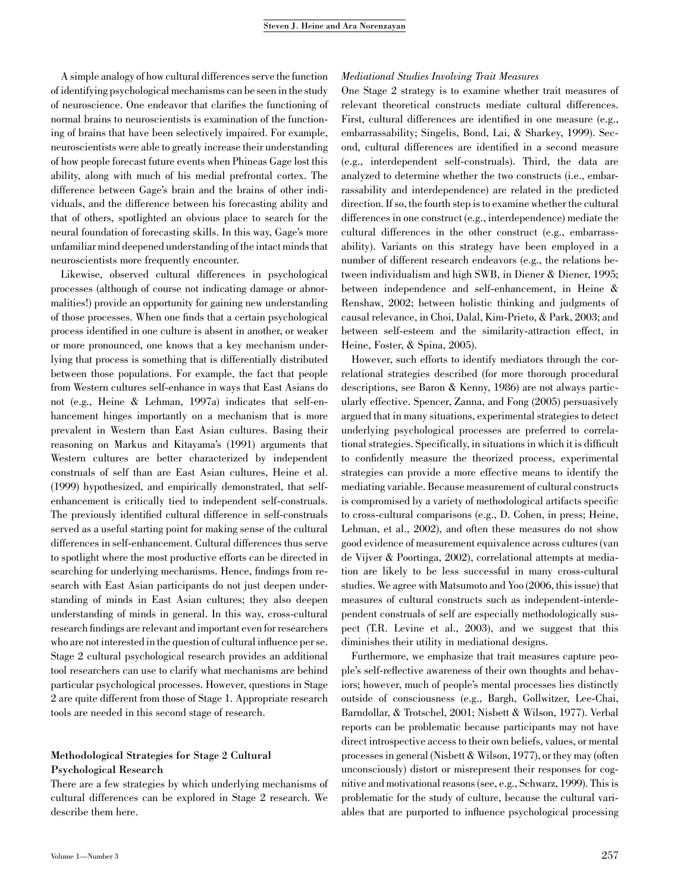A simple analogy of how cultural differences serve the function of identifying psychological mechanisms can be seen in the study of neuroscience. One endeavor that clarifies the functioning of normal brains to neuroscientists is examination of the functioning of brains that have been selectively impaired. For example, neuroscientists were able to greatly increase their understanding of how people forecast future events when Phineas Gage lost this ability, along with much of his medial prefrontal cortex. The difference between Gage's brain and the brains of other individuals, and the difference between his forecasting ability and that of others, spotlighted an obvious place to search for the neural foundation of forecasting skills. In this way, Gage's more unfamiliar mind deepened understanding of the intact minds that neuroscientists more frequently encounter.

Likewise, observed cultural differences in psychological processes (although of course not indicating damage or abnormalities!) provide an opportunity for gaining new understanding of those processes. When one finds that a certain psychological process identified in one culture is absent in another, or weaker or more pronounced, one knows that a key mechanism underlying that process is something that is differentially distributed between those populations. For example, the fact that people from Western cultures self-enhance in ways that East Asians do not (e.g., Heine & Lehman, 1997a) indicates that self-enhancement hinges importantly on a mechanism that is more prevalent in Western than East Asian cultures. Basing their reasoning on Markus and Kitayama's (1991) arguments that Western cultures are better characterized by independent construals of self than are East Asian cultures, Heine et al. (1999) hypothesized, and empirically demonstrated, that self-enhancement is critically tied to independent self-construals. The previously identified cultural difference in self-construals served as a useful starting point for making sense of the cultural differences in self-enhancement. Cultural differences thus serve to spotlight where the most productive efforts can be directed in searching for underlying mechanisms. Hence, findings from research with East Asian participants do not just deepen understanding of minds in East Asian cultures; they also deepen understanding of minds in general. In this way, cross-cultural research findings are relevant and important even for researchers who are not interested in the question of cultural influence per se. Stage 2 cultural psychological research provides an additional tool researchers can use to clarify what mechanisms are behind particular psychological processes. However, questions in Stage 2 are quite different from those of Stage 1. Appropriate research tools are needed in this second stage of research.

## Methodological Strategies for Stage 2 Cultural Psychological Research

There are a few strategies by which underlying mechanisms of cultural differences can be explored in Stage 2 research. We describe them here.

### *Mediational Studies Involving Trait Measures*

One Stage 2 strategy is to examine whether trait measures of relevant theoretical constructs mediate cultural differences. First, cultural differences are identified in one measure (e.g., embarrassability; Singelis, Bond, Lai, & Sharkey, 1999). Second, cultural differences are identified in a second measure (e.g., interdependent self-construals). Third, the data are analyzed to determine whether the two constructs (i.e., embarrassability and interdependence) are related in the predicted direction. If so, the fourth step is to examine whether the cultural differences in one construct (e.g., interdependence) mediate the cultural differences in the other construct (e.g., embarrassability). Variants on this strategy have been employed in a number of different research endeavors (e.g., the relations between individualism and high SWB, in Diener & Diener, 1995; between independence and self-enhancement, in Heine & Renshaw, 2002; between holistic thinking and judgments of causal relevance, in Choi, Dalal, Kim-Prieto, & Park, 2003; and between self-esteem and the similarity-attraction effect, in Heine, Foster, & Spina, 2005).

However, such efforts to identify mediators through the correlational strategies described (for more thorough procedural descriptions, see Baron & Kenny, 1986) are not always particularly effective. Spencer, Zanna, and Fong (2005) persuasively argued that in many situations, experimental strategies to detect underlying psychological processes are preferred to correlational strategies. Specifically, in situations in which it is difficult to confidently measure the theorized process, experimental strategies can provide a more effective means to identify the mediating variable. Because measurement of cultural constructs is compromised by a variety of methodological artifacts specific to cross-cultural comparisons (e.g., D. Cohen, in press; Heine, Lehman, et al., 2002), and often these measures do not show good evidence of measurement equivalence across cultures (van de Vijver & Poortinga, 2002), correlational attempts at mediation are likely to be less successful in many cross-cultural studies. We agree with Matsumoto and Yoo (2006, this issue) that measures of cultural constructs such as independent-interdependent construals of self are especially methodologically suspect (T.R. Levine et al., 2003), and we suggest that this diminishes their utility in mediational designs.

Furthermore, we emphasize that trait measures capture people's self-reflective awareness of their own thoughts and behaviors; however, much of people's mental processes lies distinctly outside of consciousness (e.g., Bargh, Gollwitzer, Lee-Chai, Barndollar, & Trotschel, 2001; Nisbett & Wilson, 1977). Verbal reports can be problematic because participants may not have direct introspective access to their own beliefs, values, or mental processes in general (Nisbett & Wilson, 1977), or they may (often unconsciously) distort or misrepresent their responses for cognitive and motivational reasons (see, e.g., Schwarz, 1999). This is problematic for the study of culture, because the cultural variables that are purported to influence psychological processing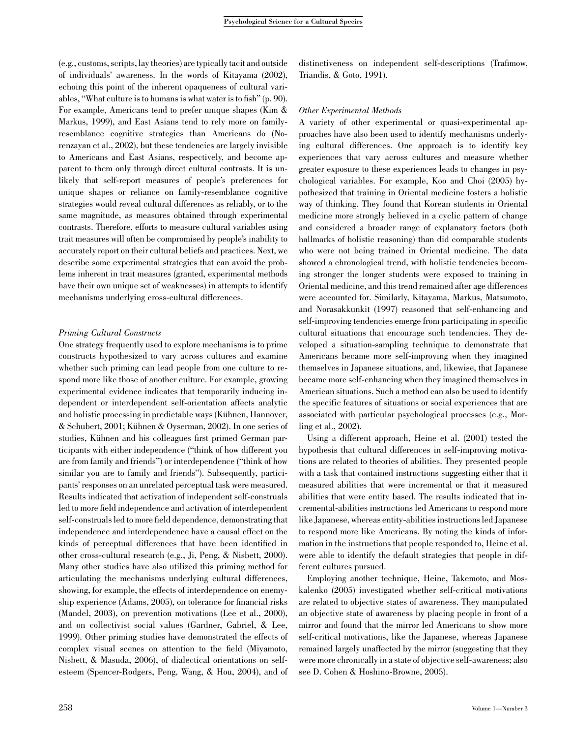(e.g., customs, scripts, lay theories) are typically tacit and outside of individuals' awareness. In the words of Kitayama (2002), echoing this point of the inherent opaqueness of cultural variables, "What culture is to humans is what water is to fish" (p. 90). For example, Americans tend to prefer unique shapes (Kim & Markus, 1999), and East Asians tend to rely more on family-resemblance cognitive strategies than Americans do (Norenzayan et al., 2002), but these tendencies are largely invisible to Americans and East Asians, respectively, and become apparent to them only through direct cultural contrasts. It is unlikely that self-report measures of people's preferences for unique shapes or reliance on family-resemblance cognitive strategies would reveal cultural differences as reliably, or to the same magnitude, as measures obtained through experimental contrasts. Therefore, efforts to measure cultural variables using trait measures will often be compromised by people's inability to accurately report on their cultural beliefs and practices. Next, we describe some experimental strategies that can avoid the problems inherent in trait measures (granted, experimental methods have their own unique set of weaknesses) in attempts to identify mechanisms underlying cross-cultural differences.

### *Priming Cultural Constructs*

One strategy frequently used to explore mechanisms is to prime constructs hypothesized to vary across cultures and examine whether such priming can lead people from one culture to respond more like those of another culture. For example, growing experimental evidence indicates that temporarily inducing independent or interdependent self-orientation affects analytic and holistic processing in predictable ways (Kühnen, Hannover, & Schubert, 2001; Kühnen & Oyserman, 2002). In one series of studies, Kühnen and his colleagues first primed German participants with either independence ("think of how different you are from family and friends") or interdependence ("think of how similar you are to family and friends"). Subsequently, participants' responses on an unrelated perceptual task were measured. Results indicated that activation of independent self-construals led to more field independence and activation of interdependent self-construals led to more field dependence, demonstrating that independence and interdependence have a causal effect on the kinds of perceptual differences that have been identified in other cross-cultural research (e.g., Ji, Peng, & Nisbett, 2000). Many other studies have also utilized this priming method for articulating the mechanisms underlying cultural differences, showing, for example, the effects of interdependence on enemyship experience (Adams, 2005), on tolerance for financial risks (Mandel, 2003), on prevention motivations (Lee et al., 2000), and on collectivist social values (Gardner, Gabriel, & Lee, 1999). Other priming studies have demonstrated the effects of complex visual scenes on attention to the field (Miyamoto, Nisbett, & Masuda, 2006), of dialectical orientations on self-esteem (Spencer-Rodgers, Peng, Wang, & Hou, 2004), and of distinctiveness on independent self-descriptions (Trafimow, Triandis, & Goto, 1991).

### *Other Experimental Methods*

A variety of other experimental or quasi-experimental approaches have also been used to identify mechanisms underlying cultural differences. One approach is to identify key experiences that vary across cultures and measure whether greater exposure to these experiences leads to changes in psychological variables. For example, Koo and Choi (2005) hypothesized that training in Oriental medicine fosters a holistic way of thinking. They found that Korean students in Oriental medicine more strongly believed in a cyclic pattern of change and considered a broader range of explanatory factors (both hallmarks of holistic reasoning) than did comparable students who were not being trained in Oriental medicine. The data showed a chronological trend, with holistic tendencies becoming stronger the longer students were exposed to training in Oriental medicine, and this trend remained after age differences were accounted for. Similarly, Kitayama, Markus, Matsumoto, and Norasakkunkit (1997) reasoned that self-enhancing and self-improving tendencies emerge from participating in specific cultural situations that encourage such tendencies. They developed a situation-sampling technique to demonstrate that Americans became more self-improving when they imagined themselves in Japanese situations, and, likewise, that Japanese became more self-enhancing when they imagined themselves in American situations. Such a method can also be used to identify the specific features of situations or social experiences that are associated with particular psychological processes (e.g., Morling et al., 2002).

Using a different approach, Heine et al. (2001) tested the hypothesis that cultural differences in self-improving motivations are related to theories of abilities. They presented people with a task that contained instructions suggesting either that it measured abilities that were incremental or that it measured abilities that were entity based. The results indicated that incremental-abilities instructions led Americans to respond more like Japanese, whereas entity-abilities instructions led Japanese to respond more like Americans. By noting the kinds of information in the instructions that people responded to, Heine et al. were able to identify the default strategies that people in different cultures pursued.

Employing another technique, Heine, Takemoto, and Moskalenko (2005) investigated whether self-critical motivations are related to objective states of awareness. They manipulated an objective state of awareness by placing people in front of a mirror and found that the mirror led Americans to show more self-critical motivations, like the Japanese, whereas Japanese remained largely unaffected by the mirror (suggesting that they were more chronically in a state of objective self-awareness; also see D. Cohen & Hoshino-Browne, 2005).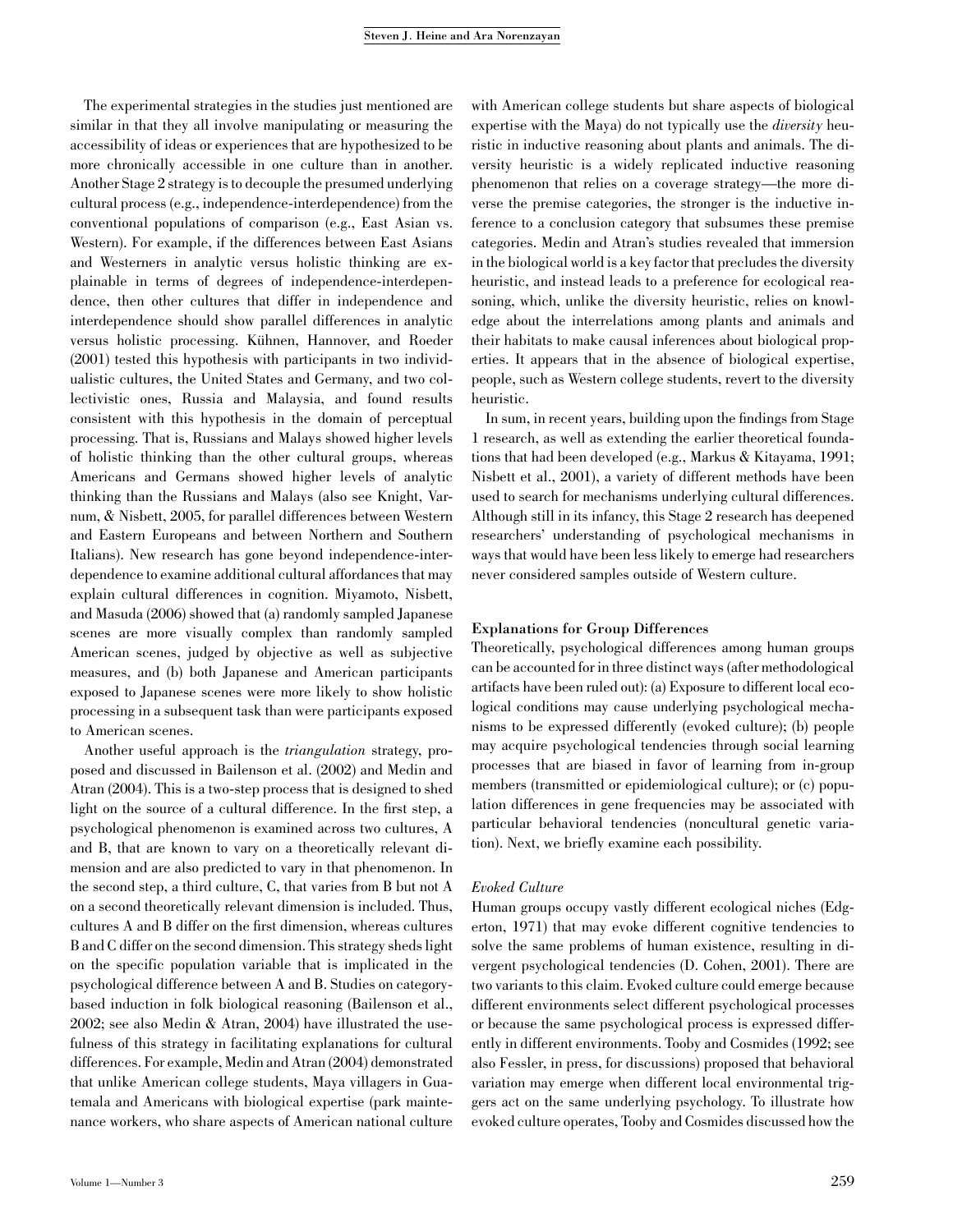The experimental strategies in the studies just mentioned are similar in that they all involve manipulating or measuring the accessibility of ideas or experiences that are hypothesized to be more chronically accessible in one culture than in another. Another Stage 2 strategy is to decouple the presumed underlying cultural process (e.g., independence-interdependence) from the conventional populations of comparison (e.g., East Asian vs. Western). For example, if the differences between East Asians and Westerners in analytic versus holistic thinking are explainable in terms of degrees of independence-interdependence, then other cultures that differ in independence and interdependence should show parallel differences in analytic versus holistic processing. Kühnen, Hannover, and Roeder (2001) tested this hypothesis with participants in two individualistic cultures, the United States and Germany, and two collectivistic ones, Russia and Malaysia, and found results consistent with this hypothesis in the domain of perceptual processing. That is, Russians and Malays showed higher levels of holistic thinking than the other cultural groups, whereas Americans and Germans showed higher levels of analytic thinking than the Russians and Malays (also see Knight, Varnum, & Nisbett, 2005, for parallel differences between Western and Eastern Europeans and between Northern and Southern Italians). New research has gone beyond independence-interdependence to examine additional cultural affordances that may explain cultural differences in cognition. Miyamoto, Nisbett, and Masuda (2006) showed that (a) randomly sampled Japanese scenes are more visually complex than randomly sampled American scenes, judged by objective as well as subjective measures, and (b) both Japanese and American participants exposed to Japanese scenes were more likely to show holistic processing in a subsequent task than were participants exposed to American scenes.

Another useful approach is the *triangulation* strategy, proposed and discussed in Bailenson et al. (2002) and Medin and Atran (2004). This is a two-step process that is designed to shed light on the source of a cultural difference. In the first step, a psychological phenomenon is examined across two cultures, A and B, that are known to vary on a theoretically relevant dimension and are also predicted to vary in that phenomenon. In the second step, a third culture, C, that varies from B but not A on a second theoretically relevant dimension is included. Thus, cultures A and B differ on the first dimension, whereas cultures B and C differ on the second dimension. This strategy sheds light on the specific population variable that is implicated in the psychological difference between A and B. Studies on category-based induction in folk biological reasoning (Bailenson et al., 2002; see also Medin & Atran, 2004) have illustrated the usefulness of this strategy in facilitating explanations for cultural differences. For example, Medin and Atran (2004) demonstrated that unlike American college students, Maya villagers in Guatemala and Americans with biological expertise (park maintenance workers, who share aspects of American national culture with American college students but share aspects of biological expertise with the Maya) do not typically use the *diversity* heuristic in inductive reasoning about plants and animals. The diversity heuristic is a widely replicated inductive reasoning phenomenon that relies on a coverage strategy—the more diverse the premise categories, the stronger is the inductive inference to a conclusion category that subsumes these premise categories. Medin and Atran's studies revealed that immersion in the biological world is a key factor that precludes the diversity heuristic, and instead leads to a preference for ecological reasoning, which, unlike the diversity heuristic, relies on knowledge about the interrelations among plants and animals and their habitats to make causal inferences about biological properties. It appears that in the absence of biological expertise, people, such as Western college students, revert to the diversity heuristic.

In sum, in recent years, building upon the findings from Stage 1 research, as well as extending the earlier theoretical foundations that had been developed (e.g., Markus & Kitayama, 1991; Nisbett et al., 2001), a variety of different methods have been used to search for mechanisms underlying cultural differences. Although still in its infancy, this Stage 2 research has deepened researchers' understanding of psychological mechanisms in ways that would have been less likely to emerge had researchers never considered samples outside of Western culture.

## Explanations for Group Differences

Theoretically, psychological differences among human groups can be accounted for in three distinct ways (after methodological artifacts have been ruled out): (a) Exposure to different local ecological conditions may cause underlying psychological mechanisms to be expressed differently (evoked culture); (b) people may acquire psychological tendencies through social learning processes that are biased in favor of learning from in-group members (transmitted or epidemiological culture); or (c) population differences in gene frequencies may be associated with particular behavioral tendencies (noncultural genetic variation). Next, we briefly examine each possibility.

### *Evoked Culture*

Human groups occupy vastly different ecological niches (Edgerton, 1971) that may evoke different cognitive tendencies to solve the same problems of human existence, resulting in divergent psychological tendencies (D. Cohen, 2001). There are two variants to this claim. Evoked culture could emerge because different environments select different psychological processes or because the same psychological process is expressed differently in different environments. Tooby and Cosmides (1992; see also Fessler, in press, for discussions) proposed that behavioral variation may emerge when different local environmental triggers act on the same underlying psychology. To illustrate how evoked culture operates, Tooby and Cosmides discussed how the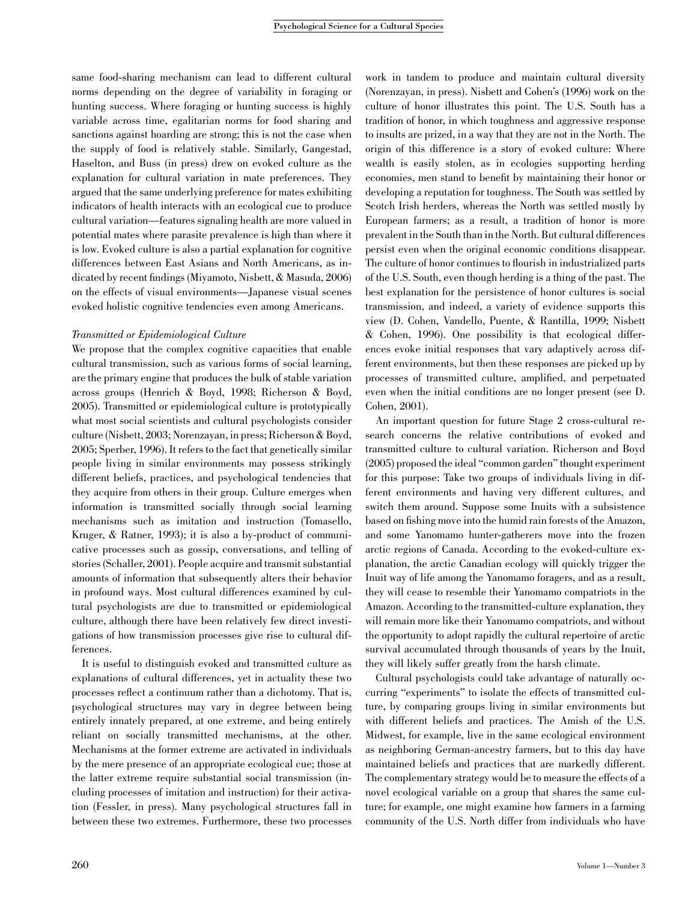same food-sharing mechanism can lead to different cultural norms depending on the degree of variability in foraging or hunting success. Where foraging or hunting success is highly variable across time, egalitarian norms for food sharing and sanctions against hoarding are strong; this is not the case when the supply of food is relatively stable. Similarly, Gangestad, Haselton, and Buss (in press) drew on evoked culture as the explanation for cultural variation in mate preferences. They argued that the same underlying preference for mates exhibiting indicators of health interacts with an ecological cue to produce cultural variation—features signaling health are more valued in potential mates where parasite prevalence is high than where it is low. Evoked culture is also a partial explanation for cognitive differences between East Asians and North Americans, as indicated by recent findings (Miyamoto, Nisbett, & Masuda, 2006) on the effects of visual environments—Japanese visual scenes evoked holistic cognitive tendencies even among Americans.

### *Transmitted or Epidemiological Culture*

We propose that the complex cognitive capacities that enable cultural transmission, such as various forms of social learning, are the primary engine that produces the bulk of stable variation across groups (Henrich & Boyd, 1998; Richerson & Boyd, 2005). Transmitted or epidemiological culture is prototypically what most social scientists and cultural psychologists consider culture (Nisbett, 2003; Norenzayan, in press; Richerson & Boyd, 2005; Sperber, 1996). It refers to the fact that genetically similar people living in similar environments may possess strikingly different beliefs, practices, and psychological tendencies that they acquire from others in their group. Culture emerges when information is transmitted socially through social learning mechanisms such as imitation and instruction (Tomasello, Kruger, & Ratner, 1993); it is also a by-product of communicative processes such as gossip, conversations, and telling of stories (Schaller, 2001). People acquire and transmit substantial amounts of information that subsequently alters their behavior in profound ways. Most cultural differences examined by cultural psychologists are due to transmitted or epidemiological culture, although there have been relatively few direct investigations of how transmission processes give rise to cultural differences.

It is useful to distinguish evoked and transmitted culture as explanations of cultural differences, yet in actuality these two processes reflect a continuum rather than a dichotomy. That is, psychological structures may vary in degree between being entirely innately prepared, at one extreme, and being entirely reliant on socially transmitted mechanisms, at the other. Mechanisms at the former extreme are activated in individuals by the mere presence of an appropriate ecological cue; those at the latter extreme require substantial social transmission (including processes of imitation and instruction) for their activation (Fessler, in press). Many psychological structures fall in between these two extremes. Furthermore, these two processes work in tandem to produce and maintain cultural diversity (Norenzayan, in press). Nisbett and Cohen's (1996) work on the culture of honor illustrates this point. The U.S. South has a tradition of honor, in which toughness and aggressive response to insults are prized, in a way that they are not in the North. The origin of this difference is a story of evoked culture: Where wealth is easily stolen, as in ecologies supporting herding economies, men stand to benefit by maintaining their honor or developing a reputation for toughness. The South was settled by Scotch Irish herders, whereas the North was settled mostly by European farmers; as a result, a tradition of honor is more prevalent in the South than in the North. But cultural differences persist even when the original economic conditions disappear. The culture of honor continues to flourish in industrialized parts of the U.S. South, even though herding is a thing of the past. The best explanation for the persistence of honor cultures is social transmission, and indeed, a variety of evidence supports this view (D. Cohen, Vandello, Puente, & Rantilla, 1999; Nisbett & Cohen, 1996). One possibility is that ecological differences evoke initial responses that vary adaptively across different environments, but then these responses are picked up by processes of transmitted culture, amplified, and perpetuated even when the initial conditions are no longer present (see D. Cohen, 2001).

An important question for future Stage 2 cross-cultural research concerns the relative contributions of evoked and transmitted culture to cultural variation. Richerson and Boyd (2005) proposed the ideal "common garden" thought experiment for this purpose: Take two groups of individuals living in different environments and having very different cultures, and switch them around. Suppose some Inuits with a subsistence based on fishing move into the humid rain forests of the Amazon, and some Yanomamo hunter-gatherers move into the frozen arctic regions of Canada. According to the evoked-culture explanation, the arctic Canadian ecology will quickly trigger the Inuit way of life among the Yanomamo foragers, and as a result, they will cease to resemble their Yanomamo compatriots in the Amazon. According to the transmitted-culture explanation, they will remain more like their Yanomamo compatriots, and without the opportunity to adopt rapidly the cultural repertoire of arctic survival accumulated through thousands of years by the Inuit, they will likely suffer greatly from the harsh climate.

Cultural psychologists could take advantage of naturally occurring "experiments" to isolate the effects of transmitted culture, by comparing groups living in similar environments but with different beliefs and practices. The Amish of the U.S. Midwest, for example, live in the same ecological environment as neighboring German-ancestry farmers, but to this day have maintained beliefs and practices that are markedly different. The complementary strategy would be to measure the effects of a novel ecological variable on a group that shares the same culture; for example, one might examine how farmers in a farming community of the U.S. North differ from individuals who have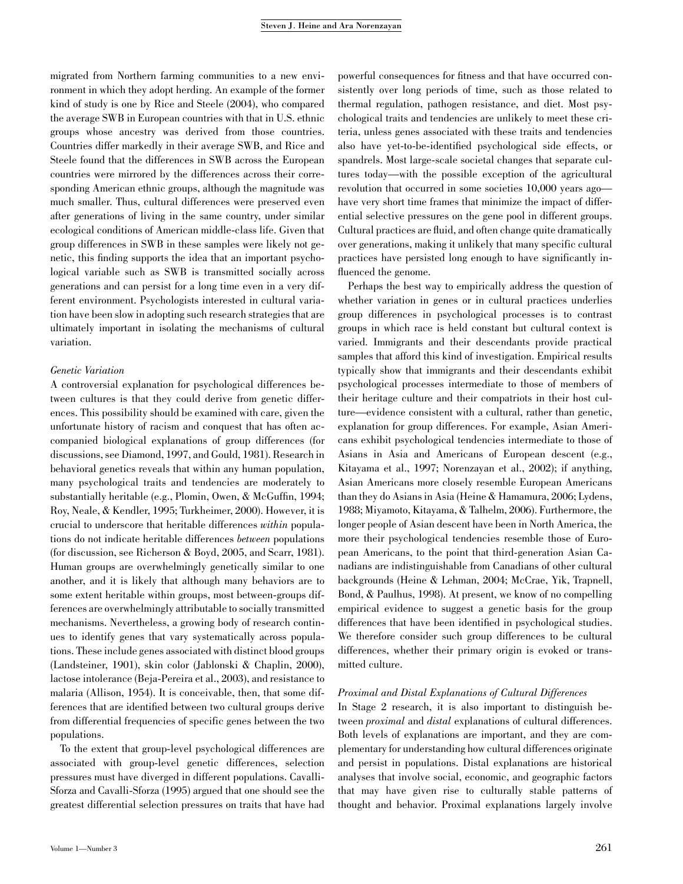migrated from Northern farming communities to a new environment in which they adopt herding. An example of the former kind of study is one by Rice and Steele (2004), who compared the average SWB in European countries with that in U.S. ethnic groups whose ancestry was derived from those countries. Countries differ markedly in their average SWB, and Rice and Steele found that the differences in SWB across the European countries were mirrored by the differences across their corresponding American ethnic groups, although the magnitude was much smaller. Thus, cultural differences were preserved even after generations of living in the same country, under similar ecological conditions of American middle-class life. Given that group differences in SWB in these samples were likely not genetic, this finding supports the idea that an important psychological variable such as SWB is transmitted socially across generations and can persist for a long time even in a very different environment. Psychologists interested in cultural variation have been slow in adopting such research strategies that are ultimately important in isolating the mechanisms of cultural variation.

*Genetic Variation*

A controversial explanation for psychological differences between cultures is that they could derive from genetic differences. This possibility should be examined with care, given the unfortunate history of racism and conquest that has often accompanied biological explanations of group differences (for discussions, see Diamond, 1997, and Gould, 1981). Research in behavioral genetics reveals that within any human population, many psychological traits and tendencies are moderately to substantially heritable (e.g., Plomin, Owen, & McGuffin, 1994; Roy, Neale, & Kendler, 1995; Turkheimer, 2000). However, it is crucial to underscore that heritable differences *within* populations do not indicate heritable differences *between* populations (for discussion, see Richerson & Boyd, 2005, and Scarr, 1981). Human groups are overwhelmingly genetically similar to one another, and it is likely that although many behaviors are to some extent heritable within groups, most between-groups differences are overwhelmingly attributable to socially transmitted mechanisms. Nevertheless, a growing body of research continues to identify genes that vary systematically across populations. These include genes associated with distinct blood groups (Landsteiner, 1901), skin color (Jablonski & Chaplin, 2000), lactose intolerance (Beja-Pereira et al., 2003), and resistance to malaria (Allison, 1954). It is conceivable, then, that some differences that are identified between two cultural groups derive from differential frequencies of specific genes between the two populations.

To the extent that group-level psychological differences are associated with group-level genetic differences, selection pressures must have diverged in different populations. Cavalli-Sforza and Cavalli-Sforza (1995) argued that one should see the greatest differential selection pressures on traits that have had powerful consequences for fitness and that have occurred consistently over long periods of time, such as those related to thermal regulation, pathogen resistance, and diet. Most psychological traits and tendencies are unlikely to meet these criteria, unless genes associated with these traits and tendencies also have yet-to-be-identified psychological side effects, or spandrels. Most large-scale societal changes that separate cultures today—with the possible exception of the agricultural revolution that occurred in some societies 10,000 years ago—have very short time frames that minimize the impact of differential selective pressures on the gene pool in different groups. Cultural practices are fluid, and often change quite dramatically over generations, making it unlikely that many specific cultural practices have persisted long enough to have significantly influenced the genome.

Perhaps the best way to empirically address the question of whether variation in genes or in cultural practices underlies group differences in psychological processes is to contrast groups in which race is held constant but cultural context is varied. Immigrants and their descendants provide practical samples that afford this kind of investigation. Empirical results typically show that immigrants and their descendants exhibit psychological processes intermediate to those of members of their heritage culture and their compatriots in their host culture—evidence consistent with a cultural, rather than genetic, explanation for group differences. For example, Asian Americans exhibit psychological tendencies intermediate to those of Asians in Asia and Americans of European descent (e.g., Kitayama et al., 1997; Norenzayan et al., 2002); if anything, Asian Americans more closely resemble European Americans than they do Asians in Asia (Heine & Hamamura, 2006; Lydens, 1988; Miyamoto, Kitayama, & Talhelm, 2006). Furthermore, the longer people of Asian descent have been in North America, the more their psychological tendencies resemble those of European Americans, to the point that third-generation Asian Canadians are indistinguishable from Canadians of other cultural backgrounds (Heine & Lehman, 2004; McCrae, Yik, Trapnell, Bond, & Paulhus, 1998). At present, we know of no compelling empirical evidence to suggest a genetic basis for the group differences that have been identified in psychological studies. We therefore consider such group differences to be cultural differences, whether their primary origin is evoked or transmitted culture.

*Proximal and Distal Explanations of Cultural Differences*

In Stage 2 research, it is also important to distinguish between *proximal* and *distal* explanations of cultural differences. Both levels of explanations are important, and they are complementary for understanding how cultural differences originate and persist in populations. Distal explanations are historical analyses that involve social, economic, and geographic factors that may have given rise to culturally stable patterns of thought and behavior. Proximal explanations largely involve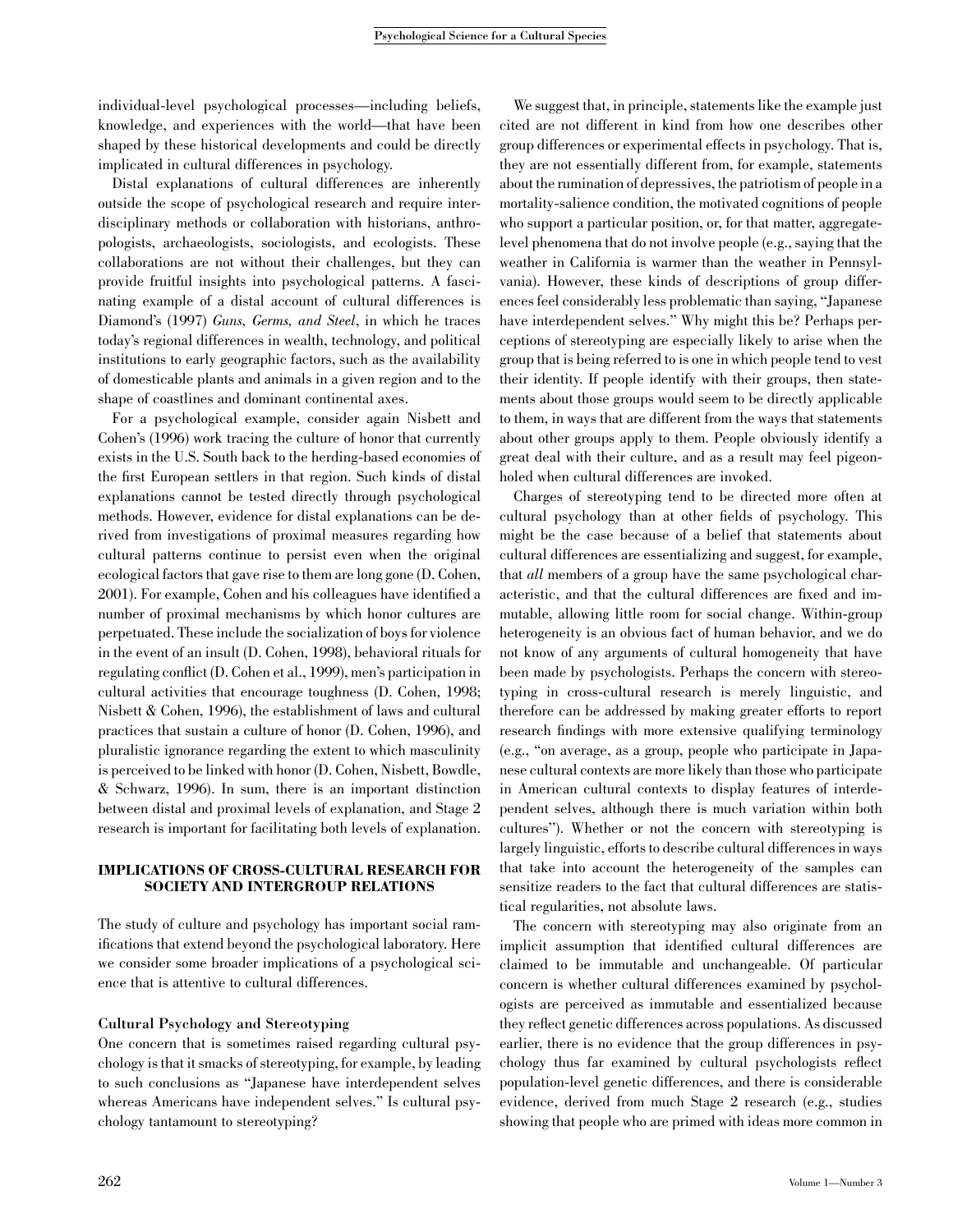individual-level psychological processes—including beliefs, knowledge, and experiences with the world—that have been shaped by these historical developments and could be directly implicated in cultural differences in psychology.

Distal explanations of cultural differences are inherently outside the scope of psychological research and require interdisciplinary methods or collaboration with historians, anthropologists, archaeologists, sociologists, and ecologists. These collaborations are not without their challenges, but they can provide fruitful insights into psychological patterns. A fascinating example of a distal account of cultural differences is Diamond's (1997) *Guns, Germs, and Steel*, in which he traces today's regional differences in wealth, technology, and political institutions to early geographic factors, such as the availability of domesticable plants and animals in a given region and to the shape of coastlines and dominant continental axes.

For a psychological example, consider again Nisbett and Cohen's (1996) work tracing the culture of honor that currently exists in the U.S. South back to the herding-based economies of the first European settlers in that region. Such kinds of distal explanations cannot be tested directly through psychological methods. However, evidence for distal explanations can be derived from investigations of proximal measures regarding how cultural patterns continue to persist even when the original ecological factors that gave rise to them are long gone (D. Cohen, 2001). For example, Cohen and his colleagues have identified a number of proximal mechanisms by which honor cultures are perpetuated. These include the socialization of boys for violence in the event of an insult (D. Cohen, 1998), behavioral rituals for regulating conflict (D. Cohen et al., 1999), men's participation in cultural activities that encourage toughness (D. Cohen, 1998; Nisbett & Cohen, 1996), the establishment of laws and cultural practices that sustain a culture of honor (D. Cohen, 1996), and pluralistic ignorance regarding the extent to which masculinity is perceived to be linked with honor (D. Cohen, Nisbett, Bowdle, & Schwarz, 1996). In sum, there is an important distinction between distal and proximal levels of explanation, and Stage 2 research is important for facilitating both levels of explanation.

## IMPLICATIONS OF CROSS-CULTURAL RESEARCH FOR SOCIETY AND INTERGROUP RELATIONS

The study of culture and psychology has important social ramifications that extend beyond the psychological laboratory. Here we consider some broader implications of a psychological science that is attentive to cultural differences.

### Cultural Psychology and Stereotyping

One concern that is sometimes raised regarding cultural psychology is that it smacks of stereotyping, for example, by leading to such conclusions as "Japanese have interdependent selves whereas Americans have independent selves." Is cultural psychology tantamount to stereotyping?

We suggest that, in principle, statements like the example just cited are not different in kind from how one describes other group differences or experimental effects in psychology. That is, they are not essentially different from, for example, statements about the rumination of depressives, the patriotism of people in a mortality-salience condition, the motivated cognitions of people who support a particular position, or, for that matter, aggregate-level phenomena that do not involve people (e.g., saying that the weather in California is warmer than the weather in Pennsylvania). However, these kinds of descriptions of group differences feel considerably less problematic than saying, "Japanese have interdependent selves." Why might this be? Perhaps perceptions of stereotyping are especially likely to arise when the group that is being referred to is one in which people tend to vest their identity. If people identify with their groups, then statements about those groups would seem to be directly applicable to them, in ways that are different from the ways that statements about other groups apply to them. People obviously identify a great deal with their culture, and as a result may feel pigeonholed when cultural differences are invoked.

Charges of stereotyping tend to be directed more often at cultural psychology than at other fields of psychology. This might be the case because of a belief that statements about cultural differences are essentializing and suggest, for example, that *all* members of a group have the same psychological characteristic, and that the cultural differences are fixed and immutable, allowing little room for social change. Within-group heterogeneity is an obvious fact of human behavior, and we do not know of any arguments of cultural homogeneity that have been made by psychologists. Perhaps the concern with stereotyping in cross-cultural research is merely linguistic, and therefore can be addressed by making greater efforts to report research findings with more extensive qualifying terminology (e.g., "on average, as a group, people who participate in Japanese cultural contexts are more likely than those who participate in American cultural contexts to display features of interdependent selves, although there is much variation within both cultures"). Whether or not the concern with stereotyping is largely linguistic, efforts to describe cultural differences in ways that take into account the heterogeneity of the samples can sensitize readers to the fact that cultural differences are statistical regularities, not absolute laws.

The concern with stereotyping may also originate from an implicit assumption that identified cultural differences are claimed to be immutable and unchangeable. Of particular concern is whether cultural differences examined by psychologists are perceived as immutable and essentialized because they reflect genetic differences across populations. As discussed earlier, there is no evidence that the group differences in psychology thus far examined by cultural psychologists reflect population-level genetic differences, and there is considerable evidence, derived from much Stage 2 research (e.g., studies showing that people who are primed with ideas more common in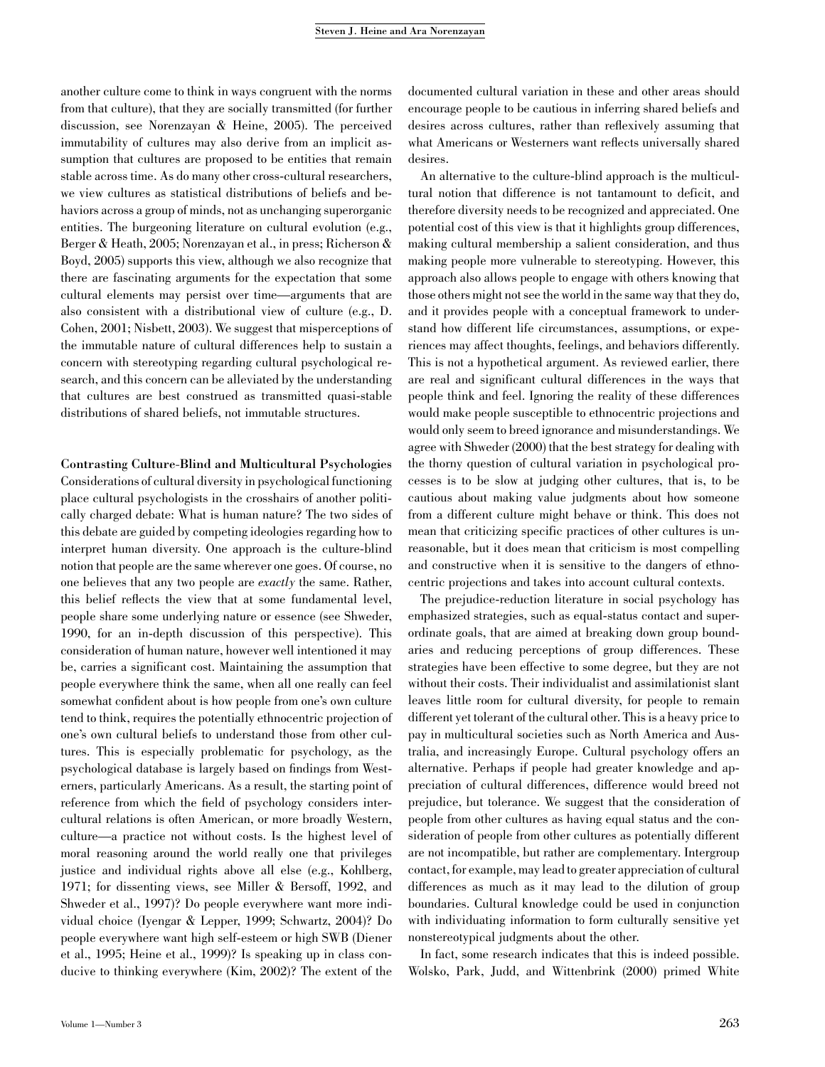another culture come to think in ways congruent with the norms from that culture), that they are socially transmitted (for further discussion, see Norenzayan & Heine, 2005). The perceived immutability of cultures may also derive from an implicit assumption that cultures are proposed to be entities that remain stable across time. As do many other cross-cultural researchers, we view cultures as statistical distributions of beliefs and behaviors across a group of minds, not as unchanging superorganic entities. The burgeoning literature on cultural evolution (e.g., Berger & Heath, 2005; Norenzayan et al., in press; Richerson & Boyd, 2005) supports this view, although we also recognize that there are fascinating arguments for the expectation that some cultural elements may persist over time—arguments that are also consistent with a distributional view of culture (e.g., D. Cohen, 2001; Nisbett, 2003). We suggest that misperceptions of the immutable nature of cultural differences help to sustain a concern with stereotyping regarding cultural psychological research, and this concern can be alleviated by the understanding that cultures are best construed as transmitted quasi-stable distributions of shared beliefs, not immutable structures.

**Contrasting Culture-Blind and Multicultural Psychologies**

Considerations of cultural diversity in psychological functioning place cultural psychologists in the crosshairs of another politically charged debate: What is human nature? The two sides of this debate are guided by competing ideologies regarding how to interpret human diversity. One approach is the culture-blind notion that people are the same wherever one goes. Of course, no one believes that any two people are *exactly* the same. Rather, this belief reflects the view that at some fundamental level, people share some underlying nature or essence (see Shweder, 1990, for an in-depth discussion of this perspective). This consideration of human nature, however well intentioned it may be, carries a significant cost. Maintaining the assumption that people everywhere think the same, when all one really can feel somewhat confident about is how people from one's own culture tend to think, requires the potentially ethnocentric projection of one's own cultural beliefs to understand those from other cultures. This is especially problematic for psychology, as the psychological database is largely based on findings from Westerners, particularly Americans. As a result, the starting point of reference from which the field of psychology considers intercultural relations is often American, or more broadly Western, culture—a practice not without costs. Is the highest level of moral reasoning around the world really one that privileges justice and individual rights above all else (e.g., Kohlberg, 1971; for dissenting views, see Miller & Bersoff, 1992, and Shweder et al., 1997)? Do people everywhere want more individual choice (Iyengar & Lepper, 1999; Schwartz, 2004)? Do people everywhere want high self-esteem or high SWB (Diener et al., 1995; Heine et al., 1999)? Is speaking up in class conducive to thinking everywhere (Kim, 2002)? The extent of the documented cultural variation in these and other areas should encourage people to be cautious in inferring shared beliefs and desires across cultures, rather than reflexively assuming that what Americans or Westerners want reflects universally shared desires.

An alternative to the culture-blind approach is the multicultural notion that difference is not tantamount to deficit, and therefore diversity needs to be recognized and appreciated. One potential cost of this view is that it highlights group differences, making cultural membership a salient consideration, and thus making people more vulnerable to stereotyping. However, this approach also allows people to engage with others knowing that those others might not see the world in the same way that they do, and it provides people with a conceptual framework to understand how different life circumstances, assumptions, or experiences may affect thoughts, feelings, and behaviors differently. This is not a hypothetical argument. As reviewed earlier, there are real and significant cultural differences in the ways that people think and feel. Ignoring the reality of these differences would make people susceptible to ethnocentric projections and would only seem to breed ignorance and misunderstandings. We agree with Shweder (2000) that the best strategy for dealing with the thorny question of cultural variation in psychological processes is to be slow at judging other cultures, that is, to be cautious about making value judgments about how someone from a different culture might behave or think. This does not mean that criticizing specific practices of other cultures is unreasonable, but it does mean that criticism is most compelling and constructive when it is sensitive to the dangers of ethnocentric projections and takes into account cultural contexts.

The prejudice-reduction literature in social psychology has emphasized strategies, such as equal-status contact and superordinate goals, that are aimed at breaking down group boundaries and reducing perceptions of group differences. These strategies have been effective to some degree, but they are not without their costs. Their individualist and assimilationist slant leaves little room for cultural diversity, for people to remain different yet tolerant of the cultural other. This is a heavy price to pay in multicultural societies such as North America and Australia, and increasingly Europe. Cultural psychology offers an alternative. Perhaps if people had greater knowledge and appreciation of cultural differences, difference would breed not prejudice, but tolerance. We suggest that the consideration of people from other cultures as having equal status and the consideration of people from other cultures as potentially different are not incompatible, but rather are complementary. Intergroup contact, for example, may lead to greater appreciation of cultural differences as much as it may lead to the dilution of group boundaries. Cultural knowledge could be used in conjunction with individuating information to form culturally sensitive yet nonstereotypical judgments about the other.

In fact, some research indicates that this is indeed possible. Wolsko, Park, Judd, and Wittenbrink (2000) primed White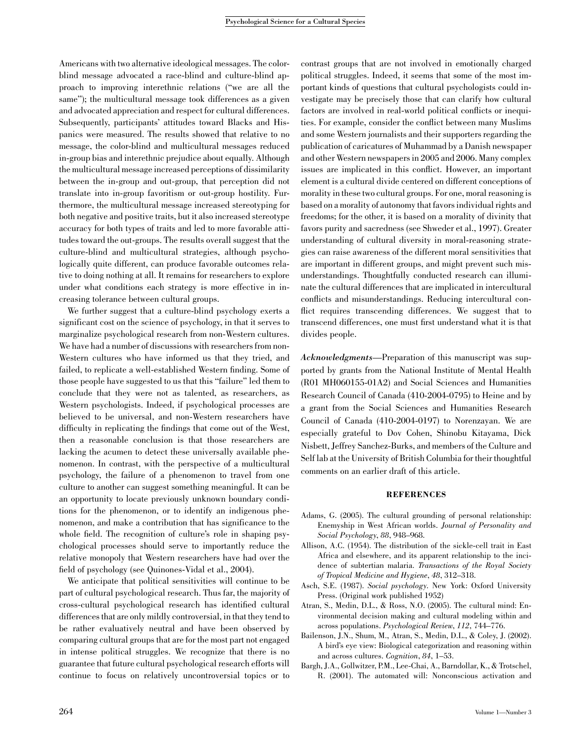Americans with two alternative ideological messages. The color-blind message advocated a race-blind and culture-blind approach to improving interethnic relations ("we are all the same"); the multicultural message took differences as a given and advocated appreciation and respect for cultural differences. Subsequently, participants' attitudes toward Blacks and Hispanics were measured. The results showed that relative to no message, the color-blind and multicultural messages reduced in-group bias and interethnic prejudice about equally. Although the multicultural message increased perceptions of dissimilarity between the in-group and out-group, that perception did not translate into in-group favoritism or out-group hostility. Furthermore, the multicultural message increased stereotyping for both negative and positive traits, but it also increased stereotype accuracy for both types of traits and led to more favorable attitudes toward the out-groups. The results overall suggest that the culture-blind and multicultural strategies, although psychologically quite different, can produce favorable outcomes relative to doing nothing at all. It remains for researchers to explore under what conditions each strategy is more effective in increasing tolerance between cultural groups.

We further suggest that a culture-blind psychology exerts a significant cost on the science of psychology, in that it serves to marginalize psychological research from non-Western cultures. We have had a number of discussions with researchers from non-Western cultures who have informed us that they tried, and failed, to replicate a well-established Western finding. Some of those people have suggested to us that this "failure" led them to conclude that they were not as talented, as researchers, as Western psychologists. Indeed, if psychological processes are believed to be universal, and non-Western researchers have difficulty in replicating the findings that come out of the West, then a reasonable conclusion is that those researchers are lacking the acumen to detect these universally available phenomenon. In contrast, with the perspective of a multicultural psychology, the failure of a phenomenon to travel from one culture to another can suggest something meaningful. It can be an opportunity to locate previously unknown boundary conditions for the phenomenon, or to identify an indigenous phenomenon, and make a contribution that has significance to the whole field. The recognition of culture's role in shaping psychological processes should serve to importantly reduce the relative monopoly that Western researchers have had over the field of psychology (see Quinones-Vidal et al., 2004).

We anticipate that political sensitivities will continue to be part of cultural psychological research. Thus far, the majority of cross-cultural psychological research has identified cultural differences that are only mildly controversial, in that they tend to be rather evaluatively neutral and have been observed by comparing cultural groups that are for the most part not engaged in intense political struggles. We recognize that there is no guarantee that future cultural psychological research efforts will continue to focus on relatively uncontroversial topics or to contrast groups that are not involved in emotionally charged political struggles. Indeed, it seems that some of the most important kinds of questions that cultural psychologists could investigate may be precisely those that can clarify how cultural factors are involved in real-world political conflicts or inequities. For example, consider the conflict between many Muslims and some Western journalists and their supporters regarding the publication of caricatures of Muhammad by a Danish newspaper and other Western newspapers in 2005 and 2006. Many complex issues are implicated in this conflict. However, an important element is a cultural divide centered on different conceptions of morality in these two cultural groups. For one, moral reasoning is based on a morality of autonomy that favors individual rights and freedoms; for the other, it is based on a morality of divinity that favors purity and sacredness (see Shweder et al., 1997). Greater understanding of cultural diversity in moral-reasoning strategies can raise awareness of the different moral sensitivities that are important in different groups, and might prevent such misunderstandings. Thoughtfully conducted research can illuminate the cultural differences that are implicated in intercultural conflicts and misunderstandings. Reducing intercultural conflict requires transcending differences. We suggest that to transcend differences, one must first understand what it is that divides people.

***Acknowledgments***—Preparation of this manuscript was supported by grants from the National Institute of Mental Health (R01 MH060155-01A2) and Social Sciences and Humanities Research Council of Canada (410-2004-0795) to Heine and by a grant from the Social Sciences and Humanities Research Council of Canada (410-2004-0197) to Norenzayan. We are especially grateful to Dov Cohen, Shinobu Kitayama, Dick Nisbett, Jeffrey Sanchez-Burks, and members of the Culture and Self lab at the University of British Columbia for their thoughtful comments on an earlier draft of this article.

## REFERENCES

Adams, G. (2005). The cultural grounding of personal relationship: Enemyship in West African worlds. *Journal of Personality and Social Psychology*, *88*, 948–968.

Allison, A.C. (1954). The distribution of the sickle-cell trait in East Africa and elsewhere, and its apparent relationship to the incidence of subtertian malaria. *Transactions of the Royal Society of Tropical Medicine and Hygiene*, *48*, 312–318.

Asch, S.E. (1987). *Social psychology*. New York: Oxford University Press. (Original work published 1952)

Atran, S., Medin, D.L., & Ross, N.O. (2005). The cultural mind: Environmental decision making and cultural modeling within and across populations. *Psychological Review*, *112*, 744–776.

Bailenson, J.N., Shum, M., Atran, S., Medin, D.L., & Coley, J. (2002). A bird's eye view: Biological categorization and reasoning within and across cultures. *Cognition*, *84*, 1–53.

Bargh, J.A., Gollwitzer, P.M., Lee-Chai, A., Barndollar, K., & Trotschel, R. (2001). The automated will: Nonconscious activation and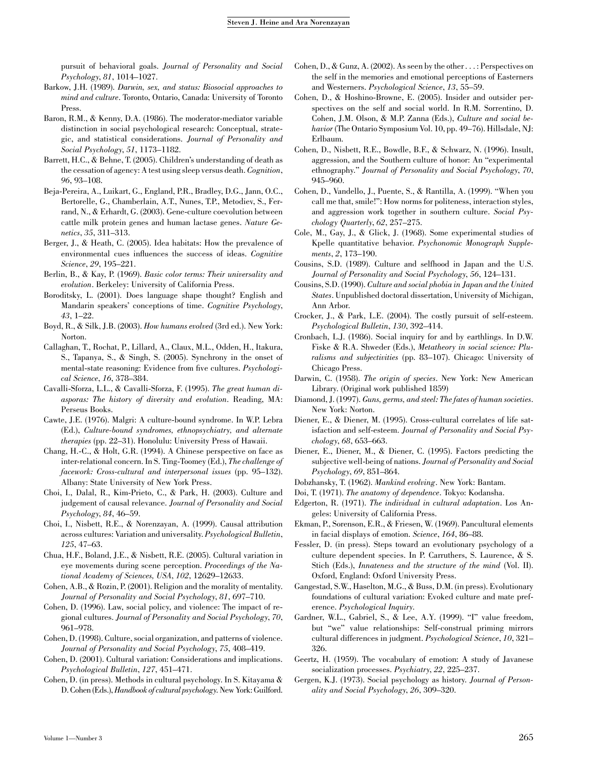pursuit of behavioral goals. *Journal of Personality and Social Psychology*, *81*, 1014–1027.

Barkow, J.H. (1989). *Darwin, sex, and status: Biosocial approaches to mind and culture*. Toronto, Ontario, Canada: University of Toronto Press.

Baron, R.M., & Kenny, D.A. (1986). The moderator-mediator variable distinction in social psychological research: Conceptual, strategic, and statistical considerations. *Journal of Personality and Social Psychology*, *51*, 1173–1182.

Barrett, H.C., & Behne, T. (2005). Children's understanding of death as the cessation of agency: A test using sleep versus death. *Cognition*, *96*, 93–108.

Beja-Pereira, A., Luikart, G., England, P.R., Bradley, D.G., Jann, O.C., Bertorelle, G., Chamberlain, A.T., Nunes, T.P., Metodiev, S., Ferrand, N., & Erhardt, G. (2003). Gene-culture coevolution between cattle milk protein genes and human lactase genes. *Nature Genetics*, *35*, 311–313.

Berger, J., & Heath, C. (2005). Idea habitats: How the prevalence of environmental cues influences the success of ideas. *Cognitive Science*, *29*, 195–221.

Berlin, B., & Kay, P. (1969). *Basic color terms: Their universality and evolution*. Berkeley: University of California Press.

Boroditsky, L. (2001). Does language shape thought? English and Mandarin speakers' conceptions of time. *Cognitive Psychology*, *43*, 1–22.

Boyd, R., & Silk, J.B. (2003). *How humans evolved* (3rd ed.). New York: Norton.

Callaghan, T., Rochat, P., Lillard, A., Claux, M.L., Odden, H., Itakura, S., Tapanya, S., & Singh, S. (2005). Synchrony in the onset of mental-state reasoning: Evidence from five cultures. *Psychological Science*, *16*, 378–384.

Cavalli-Sforza, L.L., & Cavalli-Sforza, F. (1995). *The great human diasporas: The history of diversity and evolution*. Reading, MA: Perseus Books.

Cawte, J.E. (1976). Malgri: A culture-bound syndrome. In W.P. Lebra (Ed.), *Culture-bound syndromes, ethnopsychiatry, and alternate therapies* (pp. 22–31). Honolulu: University Press of Hawaii.

Chang, H.-C., & Holt, G.R. (1994). A Chinese perspective on face as inter-relational concern. In S. Ting-Toomey (Ed.), *The challenge of facework: Cross-cultural and interpersonal issues* (pp. 95–132). Albany: State University of New York Press.

Choi, I., Dalal, R., Kim-Prieto, C., & Park, H. (2003). Culture and judgement of causal relevance. *Journal of Personality and Social Psychology*, *84*, 46–59.

Choi, I., Nisbett, R.E., & Norenzayan, A. (1999). Causal attribution across cultures: Variation and universality. *Psychological Bulletin*, *125*, 47–63.

Chua, H.F., Boland, J.E., & Nisbett, R.E. (2005). Cultural variation in eye movements during scene perception. *Proceedings of the National Academy of Sciences, USA*, *102*, 12629–12633.

Cohen, A.B., & Rozin, P. (2001). Religion and the morality of mentality. *Journal of Personality and Social Psychology*, *81*, 697–710.

Cohen, D. (1996). Law, social policy, and violence: The impact of regional cultures. *Journal of Personality and Social Psychology*, *70*, 961–978.

Cohen, D. (1998). Culture, social organization, and patterns of violence. *Journal of Personality and Social Psychology*, *75*, 408–419.

Cohen, D. (2001). Cultural variation: Considerations and implications. *Psychological Bulletin*, *127*, 451–471.

Cohen, D. (in press). Methods in cultural psychology. In S. Kitayama & D. Cohen (Eds.), *Handbook of cultural psychology*. New York: Guilford.

Cohen, D., & Gunz, A. (2002). As seen by the other . . . : Perspectives on the self in the memories and emotional perceptions of Easterners and Westerners. *Psychological Science*, *13*, 55–59.

Cohen, D., & Hoshino-Browne, E. (2005). Insider and outsider perspectives on the self and social world. In R.M. Sorrentino, D. Cohen, J.M. Olson, & M.P. Zanna (Eds.), *Culture and social behavior* (The Ontario Symposium Vol. 10, pp. 49–76). Hillsdale, NJ: Erlbaum.

Cohen, D., Nisbett, R.E., Bowdle, B.F., & Schwarz, N. (1996). Insult, aggression, and the Southern culture of honor: An "experimental ethnography." *Journal of Personality and Social Psychology*, *70*, 945–960.

Cohen, D., Vandello, J., Puente, S., & Rantilla, A. (1999). "When you call me that, smile!": How norms for politeness, interaction styles, and aggression work together in southern culture. *Social Psychology Quarterly*, *62*, 257–275.

Cole, M., Gay, J., & Glick, J. (1968). Some experimental studies of Kpelle quantitative behavior. *Psychonomic Monograph Supplements*, *2*, 173–190.

Cousins, S.D. (1989). Culture and selfhood in Japan and the U.S. *Journal of Personality and Social Psychology*, *56*, 124–131.

Cousins, S.D. (1990). *Culture and social phobia in Japan and the United States*. Unpublished doctoral dissertation, University of Michigan, Ann Arbor.

Crocker, J., & Park, L.E. (2004). The costly pursuit of self-esteem. *Psychological Bulletin*, *130*, 392–414.

Cronbach, L.J. (1986). Social inquiry for and by earthlings. In D.W. Fiske & R.A. Shweder (Eds.), *Metatheory in social science: Pluralisms and subjectivities* (pp. 83–107). Chicago: University of Chicago Press.

Darwin, C. (1958). *The origin of species*. New York: New American Library. (Original work published 1859)

Diamond, J. (1997). *Guns, germs, and steel: The fates of human societies*. New York: Norton.

Diener, E., & Diener, M. (1995). Cross-cultural correlates of life satisfaction and self-esteem. *Journal of Personality and Social Psychology*, *68*, 653–663.

Diener, E., Diener, M., & Diener, C. (1995). Factors predicting the subjective well-being of nations. *Journal of Personality and Social Psychology*, *69*, 851–864.

Dobzhansky, T. (1962). *Mankind evolving*. New York: Bantam.

Doi, T. (1971). *The anatomy of dependence*. Tokyo: Kodansha.

Edgerton, R. (1971). *The individual in cultural adaptation*. Los Angeles: University of California Press.

Ekman, P., Sorenson, E.R., & Friesen, W. (1969). Pancultural elements in facial displays of emotion. *Science*, *164*, 86–88.

Fessler, D. (in press). Steps toward an evolutionary psychology of a culture dependent species. In P. Carruthers, S. Laurence, & S. Stich (Eds.), *Innateness and the structure of the mind* (Vol. II). Oxford, England: Oxford University Press.

Gangestad, S.W., Haselton, M.G., & Buss, D.M. (in press). Evolutionary foundations of cultural variation: Evoked culture and mate preference. *Psychological Inquiry*.

Gardner, W.L., Gabriel, S., & Lee, A.Y. (1999). "I" value freedom, but "we" value relationships: Self-construal priming mirrors cultural differences in judgment. *Psychological Science*, *10*, 321–326.

Geertz, H. (1959). The vocabulary of emotion: A study of Javanese socialization processes. *Psychiatry*, *22*, 225–237.

Gergen, K.J. (1973). Social psychology as history. *Journal of Personality and Social Psychology*, *26*, 309–320.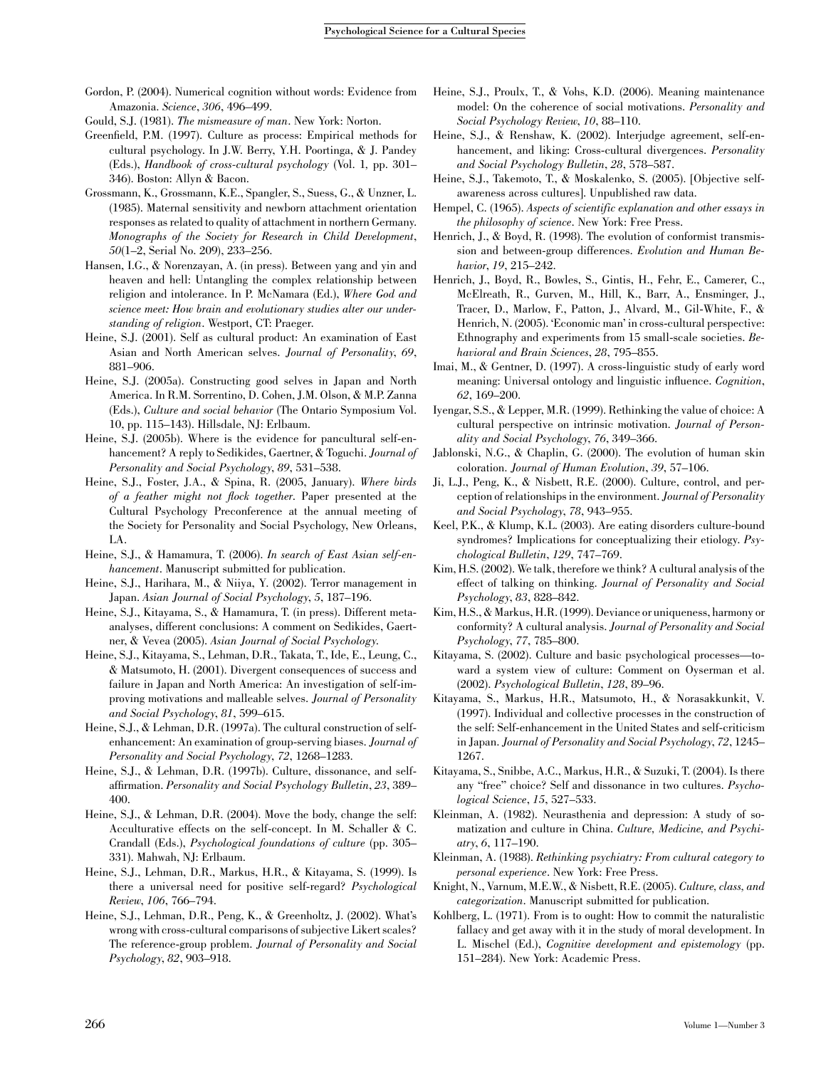Gordon, P. (2004). Numerical cognition without words: Evidence from Amazonia. *Science*, *306*, 496–499.

Gould, S.J. (1981). *The mismeasure of man*. New York: Norton.

Greenfield, P.M. (1997). Culture as process: Empirical methods for cultural psychology. In J.W. Berry, Y.H. Poortinga, & J. Pandey (Eds.), *Handbook of cross-cultural psychology* (Vol. 1, pp. 301–346). Boston: Allyn & Bacon.

Grossmann, K., Grossmann, K.E., Spangler, S., Suess, G., & Unzner, L. (1985). Maternal sensitivity and newborn attachment orientation responses as related to quality of attachment in northern Germany. *Monographs of the Society for Research in Child Development*, *50*(1–2, Serial No. 209), 233–256.

Hansen, I.G., & Norenzayan, A. (in press). Between yang and yin and heaven and hell: Untangling the complex relationship between religion and intolerance. In P. McNamara (Ed.), *Where God and science meet: How brain and evolutionary studies alter our understanding of religion*. Westport, CT: Praeger.

Heine, S.J. (2001). Self as cultural product: An examination of East Asian and North American selves. *Journal of Personality*, *69*, 881–906.

Heine, S.J. (2005a). Constructing good selves in Japan and North America. In R.M. Sorrentino, D. Cohen, J.M. Olson, & M.P. Zanna (Eds.), *Culture and social behavior* (The Ontario Symposium Vol. 10, pp. 115–143). Hillsdale, NJ: Erlbaum.

Heine, S.J. (2005b). Where is the evidence for pancultural self-enhancement? A reply to Sedikides, Gaertner, & Toguchi. *Journal of Personality and Social Psychology*, *89*, 531–538.

Heine, S.J., Foster, J.A., & Spina, R. (2005, January). *Where birds of a feather might not flock together*. Paper presented at the Cultural Psychology Preconference at the annual meeting of the Society for Personality and Social Psychology, New Orleans, LA.

Heine, S.J., & Hamamura, T. (2006). *In search of East Asian self-enhancement*. Manuscript submitted for publication.

Heine, S.J., Harihara, M., & Niiya, Y. (2002). Terror management in Japan. *Asian Journal of Social Psychology*, *5*, 187–196.

Heine, S.J., Kitayama, S., & Hamamura, T. (in press). Different meta-analyses, different conclusions: A comment on Sedikides, Gaertner, & Vevea (2005). *Asian Journal of Social Psychology*.

Heine, S.J., Kitayama, S., Lehman, D.R., Takata, T., Ide, E., Leung, C., & Matsumoto, H. (2001). Divergent consequences of success and failure in Japan and North America: An investigation of self-improving motivations and malleable selves. *Journal of Personality and Social Psychology*, *81*, 599–615.

Heine, S.J., & Lehman, D.R. (1997a). The cultural construction of self-enhancement: An examination of group-serving biases. *Journal of Personality and Social Psychology*, *72*, 1268–1283.

Heine, S.J., & Lehman, D.R. (1997b). Culture, dissonance, and self-affirmation. *Personality and Social Psychology Bulletin*, *23*, 389–400.

Heine, S.J., & Lehman, D.R. (2004). Move the body, change the self: Acculturative effects on the self-concept. In M. Schaller & C. Crandall (Eds.), *Psychological foundations of culture* (pp. 305–331). Mahwah, NJ: Erlbaum.

Heine, S.J., Lehman, D.R., Markus, H.R., & Kitayama, S. (1999). Is there a universal need for positive self-regard? *Psychological Review*, *106*, 766–794.

Heine, S.J., Lehman, D.R., Peng, K., & Greenholtz, J. (2002). What's wrong with cross-cultural comparisons of subjective Likert scales? The reference-group problem. *Journal of Personality and Social Psychology*, *82*, 903–918.

Heine, S.J., Proulx, T., & Vohs, K.D. (2006). Meaning maintenance model: On the coherence of social motivations. *Personality and Social Psychology Review*, *10*, 88–110.

Heine, S.J., & Renshaw, K. (2002). Interjudge agreement, self-enhancement, and liking: Cross-cultural divergences. *Personality and Social Psychology Bulletin*, *28*, 578–587.

Heine, S.J., Takemoto, T., & Moskalenko, S. (2005). [Objective self-awareness across cultures]. Unpublished raw data.

Hempel, C. (1965). *Aspects of scientific explanation and other essays in the philosophy of science*. New York: Free Press.

Henrich, J., & Boyd, R. (1998). The evolution of conformist transmission and between-group differences. *Evolution and Human Behavior*, *19*, 215–242.

Henrich, J., Boyd, R., Bowles, S., Gintis, H., Fehr, E., Camerer, C., McElreath, R., Gurven, M., Hill, K., Barr, A., Ensminger, J., Tracer, D., Marlow, F., Patton, J., Alvard, M., Gil-White, F., & Henrich, N. (2005). 'Economic man' in cross-cultural perspective: Ethnography and experiments from 15 small-scale societies. *Behavioral and Brain Sciences*, *28*, 795–855.

Imai, M., & Gentner, D. (1997). A cross-linguistic study of early word meaning: Universal ontology and linguistic influence. *Cognition*, *62*, 169–200.

Iyengar, S.S., & Lepper, M.R. (1999). Rethinking the value of choice: A cultural perspective on intrinsic motivation. *Journal of Personality and Social Psychology*, *76*, 349–366.

Jablonski, N.G., & Chaplin, G. (2000). The evolution of human skin coloration. *Journal of Human Evolution*, *39*, 57–106.

Ji, L.J., Peng, K., & Nisbett, R.E. (2000). Culture, control, and perception of relationships in the environment. *Journal of Personality and Social Psychology*, *78*, 943–955.

Keel, P.K., & Klump, K.L. (2003). Are eating disorders culture-bound syndromes? Implications for conceptualizing their etiology. *Psychological Bulletin*, *129*, 747–769.

Kim, H.S. (2002). We talk, therefore we think? A cultural analysis of the effect of talking on thinking. *Journal of Personality and Social Psychology*, *83*, 828–842.

Kim, H.S., & Markus, H.R. (1999). Deviance or uniqueness, harmony or conformity? A cultural analysis. *Journal of Personality and Social Psychology*, *77*, 785–800.

Kitayama, S. (2002). Culture and basic psychological processes—toward a system view of culture: Comment on Oyserman et al. (2002). *Psychological Bulletin*, *128*, 89–96.

Kitayama, S., Markus, H.R., Matsumoto, H., & Norasakkunkit, V. (1997). Individual and collective processes in the construction of the self: Self-enhancement in the United States and self-criticism in Japan. *Journal of Personality and Social Psychology*, *72*, 1245–1267.

Kitayama, S., Snibbe, A.C., Markus, H.R., & Suzuki, T. (2004). Is there any "free" choice? Self and dissonance in two cultures. *Psychological Science*, *15*, 527–533.

Kleinman, A. (1982). Neurasthenia and depression: A study of somatization and culture in China. *Culture, Medicine, and Psychiatry*, *6*, 117–190.

Kleinman, A. (1988). *Rethinking psychiatry: From cultural category to personal experience*. New York: Free Press.

Knight, N., Varnum, M.E.W., & Nisbett, R.E. (2005). *Culture, class, and categorization*. Manuscript submitted for publication.

Kohlberg, L. (1971). From is to ought: How to commit the naturalistic fallacy and get away with it in the study of moral development. In L. Mischel (Ed.), *Cognitive development and epistemology* (pp. 151–284). New York: Academic Press.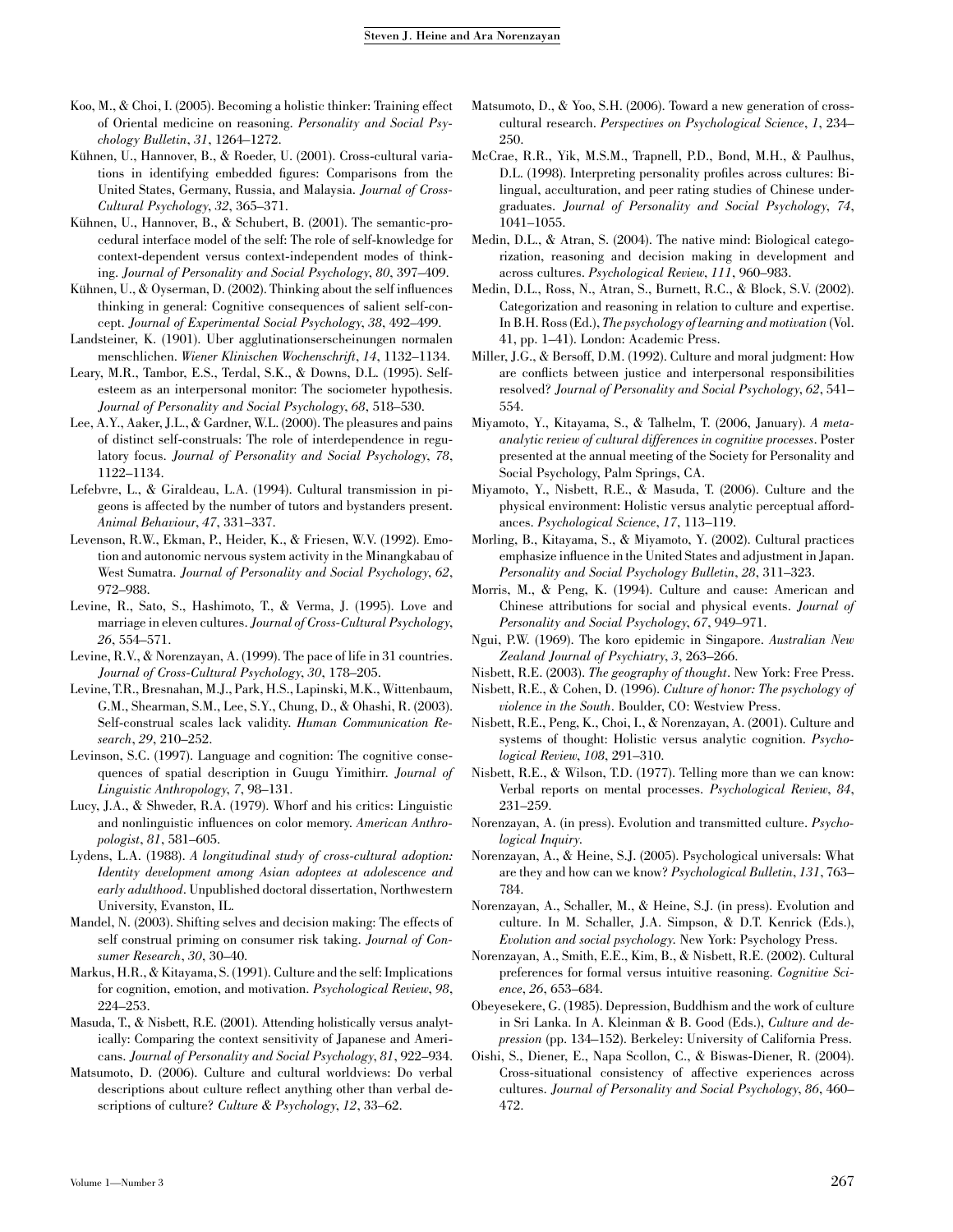Koo, M., & Choi, I. (2005). Becoming a holistic thinker: Training effect of Oriental medicine on reasoning. *Personality and Social Psychology Bulletin*, *31*, 1264–1272.

Kühnen, U., Hannover, B., & Roeder, U. (2001). Cross-cultural variations in identifying embedded figures: Comparisons from the United States, Germany, Russia, and Malaysia. *Journal of Cross-Cultural Psychology*, *32*, 365–371.

Kühnen, U., Hannover, B., & Schubert, B. (2001). The semantic-procedural interface model of the self: The role of self-knowledge for context-dependent versus context-independent modes of thinking. *Journal of Personality and Social Psychology*, *80*, 397–409.

Kühnen, U., & Oyserman, D. (2002). Thinking about the self influences thinking in general: Cognitive consequences of salient self-concept. *Journal of Experimental Social Psychology*, *38*, 492–499.

Landsteiner, K. (1901). Uber agglutinationserscheinungen normalen menschlichen. *Wiener Klinischen Wochenschrift*, *14*, 1132–1134.

Leary, M.R., Tambor, E.S., Terdal, S.K., & Downs, D.L. (1995). Self-esteem as an interpersonal monitor: The sociometer hypothesis. *Journal of Personality and Social Psychology*, *68*, 518–530.

Lee, A.Y., Aaker, J.L., & Gardner, W.L. (2000). The pleasures and pains of distinct self-construals: The role of interdependence in regulatory focus. *Journal of Personality and Social Psychology*, *78*, 1122–1134.

Lefebvre, L., & Giraldeau, L.A. (1994). Cultural transmission in pigeons is affected by the number of tutors and bystanders present. *Animal Behaviour*, *47*, 331–337.

Levenson, R.W., Ekman, P., Heider, K., & Friesen, W.V. (1992). Emotion and autonomic nervous system activity in the Minangkabau of West Sumatra. *Journal of Personality and Social Psychology*, *62*, 972–988.

Levine, R., Sato, S., Hashimoto, T., & Verma, J. (1995). Love and marriage in eleven cultures. *Journal of Cross-Cultural Psychology*, *26*, 554–571.

Levine, R.V., & Norenzayan, A. (1999). The pace of life in 31 countries. *Journal of Cross-Cultural Psychology*, *30*, 178–205.

Levine, T.R., Bresnahan, M.J., Park, H.S., Lapinski, M.K., Wittenbaum, G.M., Shearman, S.M., Lee, S.Y., Chung, D., & Ohashi, R. (2003). Self-construal scales lack validity. *Human Communication Research*, *29*, 210–252.

Levinson, S.C. (1997). Language and cognition: The cognitive consequences of spatial description in Guugu Yimithirr. *Journal of Linguistic Anthropology*, *7*, 98–131.

Lucy, J.A., & Shweder, R.A. (1979). Whorf and his critics: Linguistic and nonlinguistic influences on color memory. *American Anthropologist*, *81*, 581–605.

Lydens, L.A. (1988). *A longitudinal study of cross-cultural adoption: Identity development among Asian adoptees at adolescence and early adulthood*. Unpublished doctoral dissertation, Northwestern University, Evanston, IL.

Mandel, N. (2003). Shifting selves and decision making: The effects of self construal priming on consumer risk taking. *Journal of Consumer Research*, *30*, 30–40.

Markus, H.R., & Kitayama, S. (1991). Culture and the self: Implications for cognition, emotion, and motivation. *Psychological Review*, *98*, 224–253.

Masuda, T., & Nisbett, R.E. (2001). Attending holistically versus analytically: Comparing the context sensitivity of Japanese and Americans. *Journal of Personality and Social Psychology*, *81*, 922–934.

Matsumoto, D. (2006). Culture and cultural worldviews: Do verbal descriptions about culture reflect anything other than verbal descriptions of culture? *Culture & Psychology*, *12*, 33–62.

Matsumoto, D., & Yoo, S.H. (2006). Toward a new generation of cross-cultural research. *Perspectives on Psychological Science*, *1*, 234–250.

McCrae, R.R., Yik, M.S.M., Trapnell, P.D., Bond, M.H., & Paulhus, D.L. (1998). Interpreting personality profiles across cultures: Bilingual, acculturation, and peer rating studies of Chinese undergraduates. *Journal of Personality and Social Psychology*, *74*, 1041–1055.

Medin, D.L., & Atran, S. (2004). The native mind: Biological categorization, reasoning and decision making in development and across cultures. *Psychological Review*, *111*, 960–983.

Medin, D.L., Ross, N., Atran, S., Burnett, R.C., & Block, S.V. (2002). Categorization and reasoning in relation to culture and expertise. In B.H. Ross (Ed.), *The psychology of learning and motivation* (Vol. 41, pp. 1–41). London: Academic Press.

Miller, J.G., & Bersoff, D.M. (1992). Culture and moral judgment: How are conflicts between justice and interpersonal responsibilities resolved? *Journal of Personality and Social Psychology*, *62*, 541–554.

Miyamoto, Y., Kitayama, S., & Talhelm, T. (2006, January). *A meta-analytic review of cultural differences in cognitive processes*. Poster presented at the annual meeting of the Society for Personality and Social Psychology, Palm Springs, CA.

Miyamoto, Y., Nisbett, R.E., & Masuda, T. (2006). Culture and the physical environment: Holistic versus analytic perceptual affordances. *Psychological Science*, *17*, 113–119.

Morling, B., Kitayama, S., & Miyamoto, Y. (2002). Cultural practices emphasize influence in the United States and adjustment in Japan. *Personality and Social Psychology Bulletin*, *28*, 311–323.

Morris, M., & Peng, K. (1994). Culture and cause: American and Chinese attributions for social and physical events. *Journal of Personality and Social Psychology*, *67*, 949–971.

Ngui, P.W. (1969). The koro epidemic in Singapore. *Australian New Zealand Journal of Psychiatry*, *3*, 263–266.

Nisbett, R.E. (2003). *The geography of thought*. New York: Free Press.

Nisbett, R.E., & Cohen, D. (1996). *Culture of honor: The psychology of violence in the South*. Boulder, CO: Westview Press.

Nisbett, R.E., Peng, K., Choi, I., & Norenzayan, A. (2001). Culture and systems of thought: Holistic versus analytic cognition. *Psychological Review*, *108*, 291–310.

Nisbett, R.E., & Wilson, T.D. (1977). Telling more than we can know: Verbal reports on mental processes. *Psychological Review*, *84*, 231–259.

Norenzayan, A. (in press). Evolution and transmitted culture. *Psychological Inquiry*.

Norenzayan, A., & Heine, S.J. (2005). Psychological universals: What are they and how can we know? *Psychological Bulletin*, *131*, 763–784.

Norenzayan, A., Schaller, M., & Heine, S.J. (in press). Evolution and culture. In M. Schaller, J.A. Simpson, & D.T. Kenrick (Eds.), *Evolution and social psychology*. New York: Psychology Press.

Norenzayan, A., Smith, E.E., Kim, B., & Nisbett, R.E. (2002). Cultural preferences for formal versus intuitive reasoning. *Cognitive Science*, *26*, 653–684.

Obeyesekere, G. (1985). Depression, Buddhism and the work of culture in Sri Lanka. In A. Kleinman & B. Good (Eds.), *Culture and depression* (pp. 134–152). Berkeley: University of California Press.

Oishi, S., Diener, E., Napa Scollon, C., & Biswas-Diener, R. (2004). Cross-situational consistency of affective experiences across cultures. *Journal of Personality and Social Psychology*, *86*, 460–472.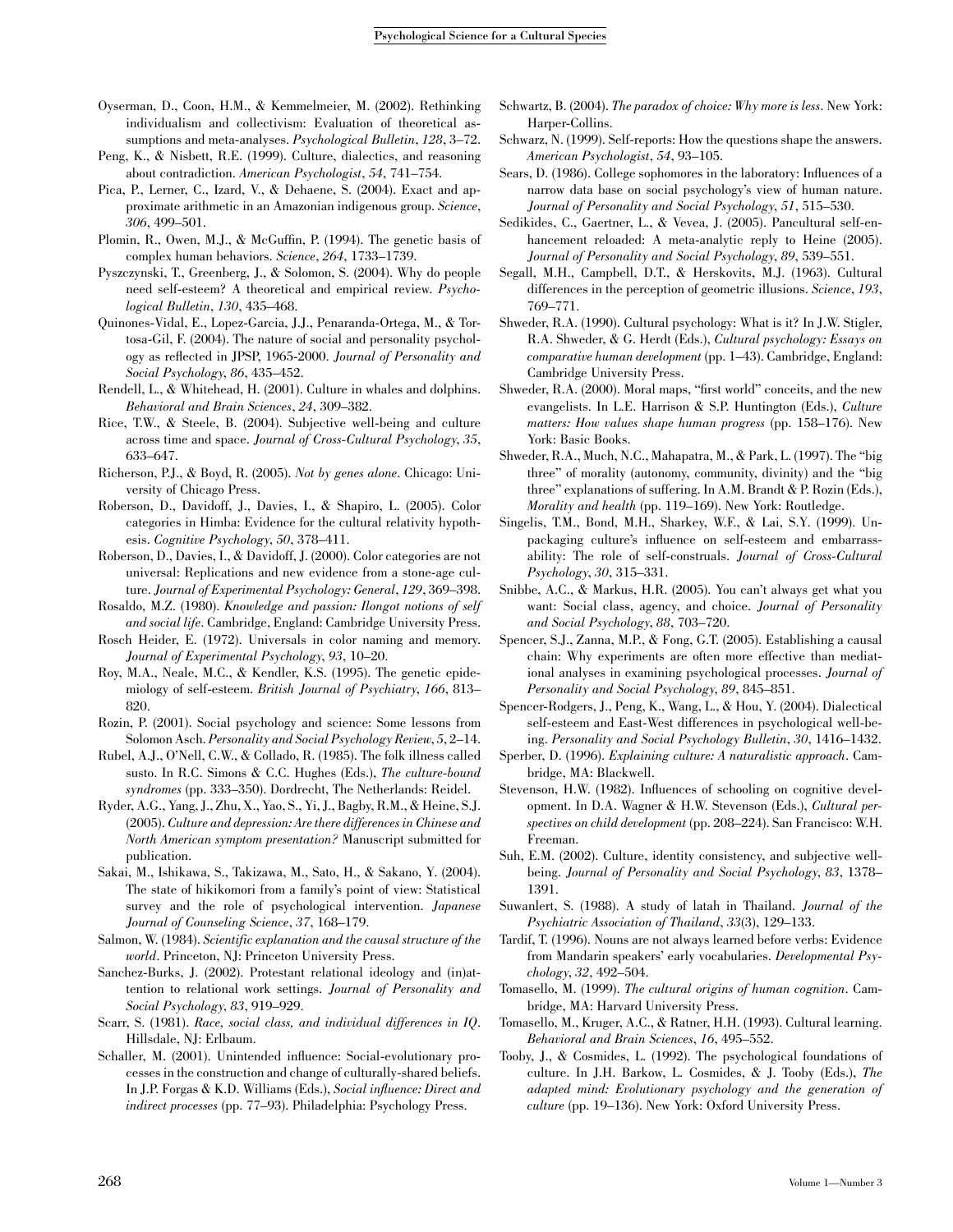Oyserman, D., Coon, H.M., & Kemmelmeier, M. (2002). Rethinking individualism and collectivism: Evaluation of theoretical assumptions and meta-analyses. *Psychological Bulletin*, *128*, 3–72.

Peng, K., & Nisbett, R.E. (1999). Culture, dialectics, and reasoning about contradiction. *American Psychologist*, *54*, 741–754.

Pica, P., Lerner, C., Izard, V., & Dehaene, S. (2004). Exact and approximate arithmetic in an Amazonian indigenous group. *Science*, *306*, 499–501.

Plomin, R., Owen, M.J., & McGuffin, P. (1994). The genetic basis of complex human behaviors. *Science*, *264*, 1733–1739.

Pyszczynski, T., Greenberg, J., & Solomon, S. (2004). Why do people need self-esteem? A theoretical and empirical review. *Psychological Bulletin*, *130*, 435–468.

Quinones-Vidal, E., Lopez-Garcia, J.J., Penaranda-Ortega, M., & Tortosa-Gil, F. (2004). The nature of social and personality psychology as reflected in JPSP, 1965-2000. *Journal of Personality and Social Psychology*, *86*, 435–452.

Rendell, L., & Whitehead, H. (2001). Culture in whales and dolphins. *Behavioral and Brain Sciences*, *24*, 309–382.

Rice, T.W., & Steele, B. (2004). Subjective well-being and culture across time and space. *Journal of Cross-Cultural Psychology*, *35*, 633–647.

Richerson, P.J., & Boyd, R. (2005). *Not by genes alone*. Chicago: University of Chicago Press.

Roberson, D., Davidoff, J., Davies, I., & Shapiro, L. (2005). Color categories in Himba: Evidence for the cultural relativity hypothesis. *Cognitive Psychology*, *50*, 378–411.

Roberson, D., Davies, I., & Davidoff, J. (2000). Color categories are not universal: Replications and new evidence from a stone-age culture. *Journal of Experimental Psychology: General*, *129*, 369–398.

Rosaldo, M.Z. (1980). *Knowledge and passion: Ilongot notions of self and social life*. Cambridge, England: Cambridge University Press.

Rosch Heider, E. (1972). Universals in color naming and memory. *Journal of Experimental Psychology*, *93*, 10–20.

Roy, M.A., Neale, M.C., & Kendler, K.S. (1995). The genetic epidemiology of self-esteem. *British Journal of Psychiatry*, *166*, 813–820.

Rozin, P. (2001). Social psychology and science: Some lessons from Solomon Asch. *Personality and Social Psychology Review*, *5*, 2–14.

Rubel, A.J., O'Nell, C.W., & Collado, R. (1985). The folk illness called susto. In R.C. Simons & C.C. Hughes (Eds.), *The culture-bound syndromes* (pp. 333–350). Dordrecht, The Netherlands: Reidel.

Ryder, A.G., Yang, J., Zhu, X., Yao, S., Yi, J., Bagby, R.M., & Heine, S.J. (2005). *Culture and depression: Are there differences in Chinese and North American symptom presentation?* Manuscript submitted for publication.

Sakai, M., Ishikawa, S., Takizawa, M., Sato, H., & Sakano, Y. (2004). The state of hikikomori from a family's point of view: Statistical survey and the role of psychological intervention. *Japanese Journal of Counseling Science*, *37*, 168–179.

Salmon, W. (1984). *Scientific explanation and the causal structure of the world*. Princeton, NJ: Princeton University Press.

Sanchez-Burks, J. (2002). Protestant relational ideology and (in)attention to relational work settings. *Journal of Personality and Social Psychology*, *83*, 919–929.

Scarr, S. (1981). *Race, social class, and individual differences in IQ*. Hillsdale, NJ: Erlbaum.

Schaller, M. (2001). Unintended influence: Social-evolutionary processes in the construction and change of culturally-shared beliefs. In J.P. Forgas & K.D. Williams (Eds.), *Social influence: Direct and indirect processes* (pp. 77–93). Philadelphia: Psychology Press.

Schwartz, B. (2004). *The paradox of choice: Why more is less*. New York: Harper-Collins.

Schwarz, N. (1999). Self-reports: How the questions shape the answers. *American Psychologist*, *54*, 93–105.

Sears, D. (1986). College sophomores in the laboratory: Influences of a narrow data base on social psychology's view of human nature. *Journal of Personality and Social Psychology*, *51*, 515–530.

Sedikides, C., Gaertner, L., & Vevea, J. (2005). Pancultural self-enhancement reloaded: A meta-analytic reply to Heine (2005). *Journal of Personality and Social Psychology*, *89*, 539–551.

Segall, M.H., Campbell, D.T., & Herskovits, M.J. (1963). Cultural differences in the perception of geometric illusions. *Science*, *193*, 769–771.

Shweder, R.A. (1990). Cultural psychology: What is it? In J.W. Stigler, R.A. Shweder, & G. Herdt (Eds.), *Cultural psychology: Essays on comparative human development* (pp. 1–43). Cambridge, England: Cambridge University Press.

Shweder, R.A. (2000). Moral maps, "first world" conceits, and the new evangelists. In L.E. Harrison & S.P. Huntington (Eds.), *Culture matters: How values shape human progress* (pp. 158–176). New York: Basic Books.

Shweder, R.A., Much, N.C., Mahapatra, M., & Park, L. (1997). The "big three" of morality (autonomy, community, divinity) and the "big three" explanations of suffering. In A.M. Brandt & P. Rozin (Eds.), *Morality and health* (pp. 119–169). New York: Routledge.

Singelis, T.M., Bond, M.H., Sharkey, W.F., & Lai, S.Y. (1999). Unpackaging culture's influence on self-esteem and embarrassability: The role of self-construals. *Journal of Cross-Cultural Psychology*, *30*, 315–331.

Snibbe, A.C., & Markus, H.R. (2005). You can't always get what you want: Social class, agency, and choice. *Journal of Personality and Social Psychology*, *88*, 703–720.

Spencer, S.J., Zanna, M.P., & Fong, G.T. (2005). Establishing a causal chain: Why experiments are often more effective than mediational analyses in examining psychological processes. *Journal of Personality and Social Psychology*, *89*, 845–851.

Spencer-Rodgers, J., Peng, K., Wang, L., & Hou, Y. (2004). Dialectical self-esteem and East-West differences in psychological well-being. *Personality and Social Psychology Bulletin*, *30*, 1416–1432.

Sperber, D. (1996). *Explaining culture: A naturalistic approach*. Cambridge, MA: Blackwell.

Stevenson, H.W. (1982). Influences of schooling on cognitive development. In D.A. Wagner & H.W. Stevenson (Eds.), *Cultural perspectives on child development* (pp. 208–224). San Francisco: W.H. Freeman.

Suh, E.M. (2002). Culture, identity consistency, and subjective well-being. *Journal of Personality and Social Psychology*, *83*, 1378–1391.

Suwanlert, S. (1988). A study of latah in Thailand. *Journal of the Psychiatric Association of Thailand*, *33*(3), 129–133.

Tardif, T. (1996). Nouns are not always learned before verbs: Evidence from Mandarin speakers' early vocabularies. *Developmental Psychology*, *32*, 492–504.

Tomasello, M. (1999). *The cultural origins of human cognition*. Cambridge, MA: Harvard University Press.

Tomasello, M., Kruger, A.C., & Ratner, H.H. (1993). Cultural learning. *Behavioral and Brain Sciences*, *16*, 495–552.

Tooby, J., & Cosmides, L. (1992). The psychological foundations of culture. In J.H. Barkow, L. Cosmides, & J. Tooby (Eds.), *The adapted mind: Evolutionary psychology and the generation of culture* (pp. 19–136). New York: Oxford University Press.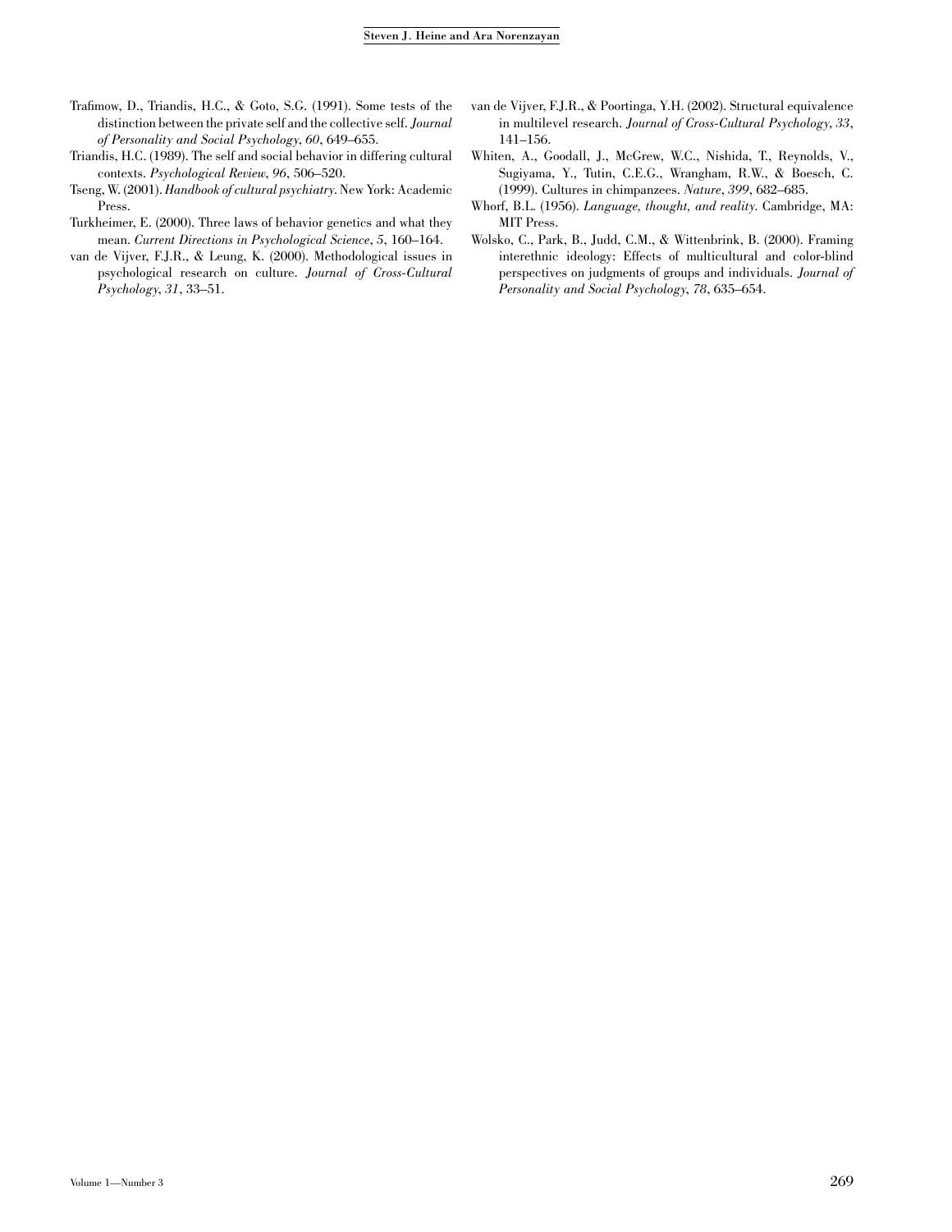Trafimow, D., Triandis, H.C., & Goto, S.G. (1991). Some tests of the distinction between the private self and the collective self. *Journal of Personality and Social Psychology*, *60*, 649–655.

Triandis, H.C. (1989). The self and social behavior in differing cultural contexts. *Psychological Review*, *96*, 506–520.

Tseng, W. (2001). *Handbook of cultural psychiatry*. New York: Academic Press.

Turkheimer, E. (2000). Three laws of behavior genetics and what they mean. *Current Directions in Psychological Science*, *5*, 160–164.

van de Vijver, F.J.R., & Leung, K. (2000). Methodological issues in psychological research on culture. *Journal of Cross-Cultural Psychology*, *31*, 33–51.

van de Vijver, F.J.R., & Poortinga, Y.H. (2002). Structural equivalence in multilevel research. *Journal of Cross-Cultural Psychology*, *33*, 141–156.

Whiten, A., Goodall, J., McGrew, W.C., Nishida, T., Reynolds, V., Sugiyama, Y., Tutin, C.E.G., Wrangham, R.W., & Boesch, C. (1999). Cultures in chimpanzees. *Nature*, *399*, 682–685.

Whorf, B.L. (1956). *Language, thought, and reality*. Cambridge, MA: MIT Press.

Wolsko, C., Park, B., Judd, C.M., & Wittenbrink, B. (2000). Framing interethnic ideology: Effects of multicultural and color-blind perspectives on judgments of groups and individuals. *Journal of Personality and Social Psychology*, *78*, 635–654.